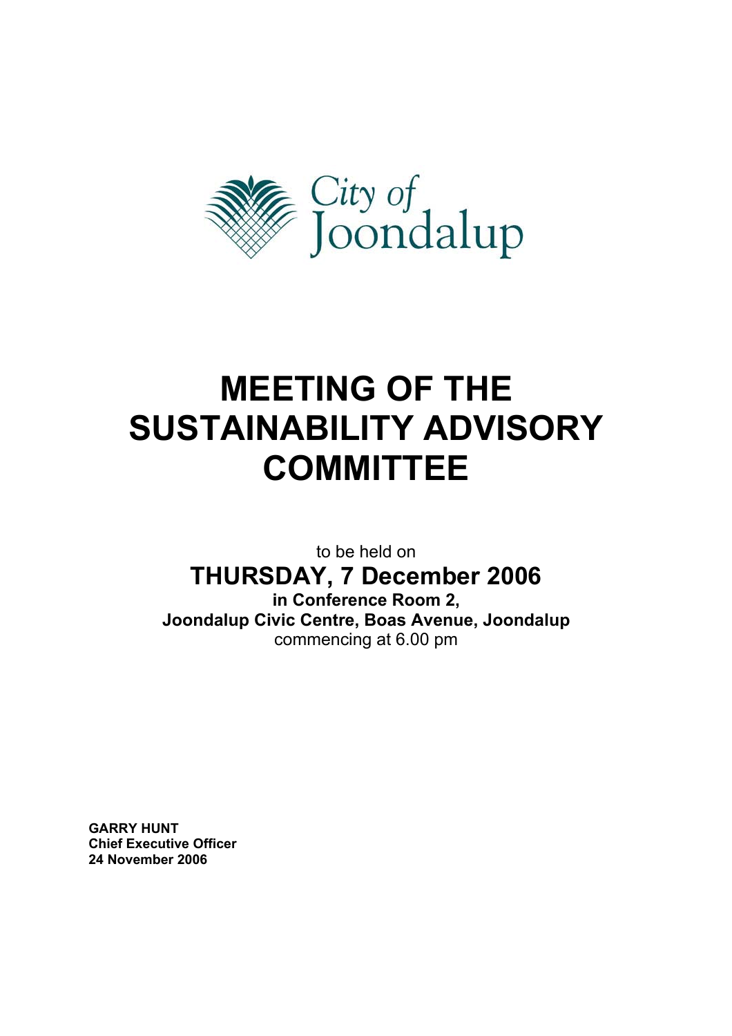City of Joondalup

# MEETING OF THE SUSTAINABILITY ADVISORY COMMITTEE

to be held on

## THURSDAY, 7 December 2006

**in Conference Room 2,**
**Joondalup Civic Centre, Boas Avenue, Joondalup**
commencing at 6.00 pm

**GARRY HUNT**
**Chief Executive Officer**
**24 November 2006**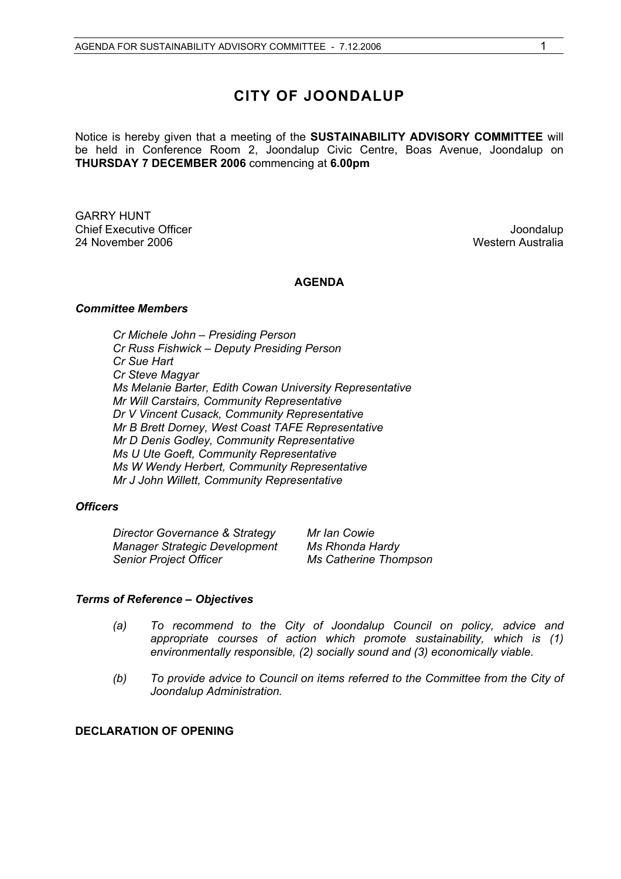# CITY OF JOONDALUP

Notice is hereby given that a meeting of the **SUSTAINABILITY ADVISORY COMMITTEE** will be held in Conference Room 2, Joondalup Civic Centre, Boas Avenue, Joondalup on **THURSDAY 7 DECEMBER 2006** commencing at **6.00pm**

GARRY HUNT
Chief Executive Officer
24 November 2006

Joondalup
Western Australia

## AGENDA

### *Committee Members*

*Cr Michele John – Presiding Person*
*Cr Russ Fishwick – Deputy Presiding Person*
*Cr Sue Hart*
*Cr Steve Magyar*
*Ms Melanie Barter, Edith Cowan University Representative*
*Mr Will Carstairs, Community Representative*
*Dr V Vincent Cusack, Community Representative*
*Mr B Brett Dorney, West Coast TAFE Representative*
*Mr D Denis Godley, Community Representative*
*Ms U Ute Goeft, Community Representative*
*Ms W Wendy Herbert, Community Representative*
*Mr J John Willett, Community Representative*

### *Officers*

| | |
|---|---|
| *Director Governance & Strategy* | *Mr Ian Cowie* |
| *Manager Strategic Development* | *Ms Rhonda Hardy* |
| *Senior Project Officer* | *Ms Catherine Thompson* |

### *Terms of Reference – Objectives*

*(a) To recommend to the City of Joondalup Council on policy, advice and appropriate courses of action which promote sustainability, which is (1) environmentally responsible, (2) socially sound and (3) economically viable.*

*(b) To provide advice to Council on items referred to the Committee from the City of Joondalup Administration.*

### DECLARATION OF OPENING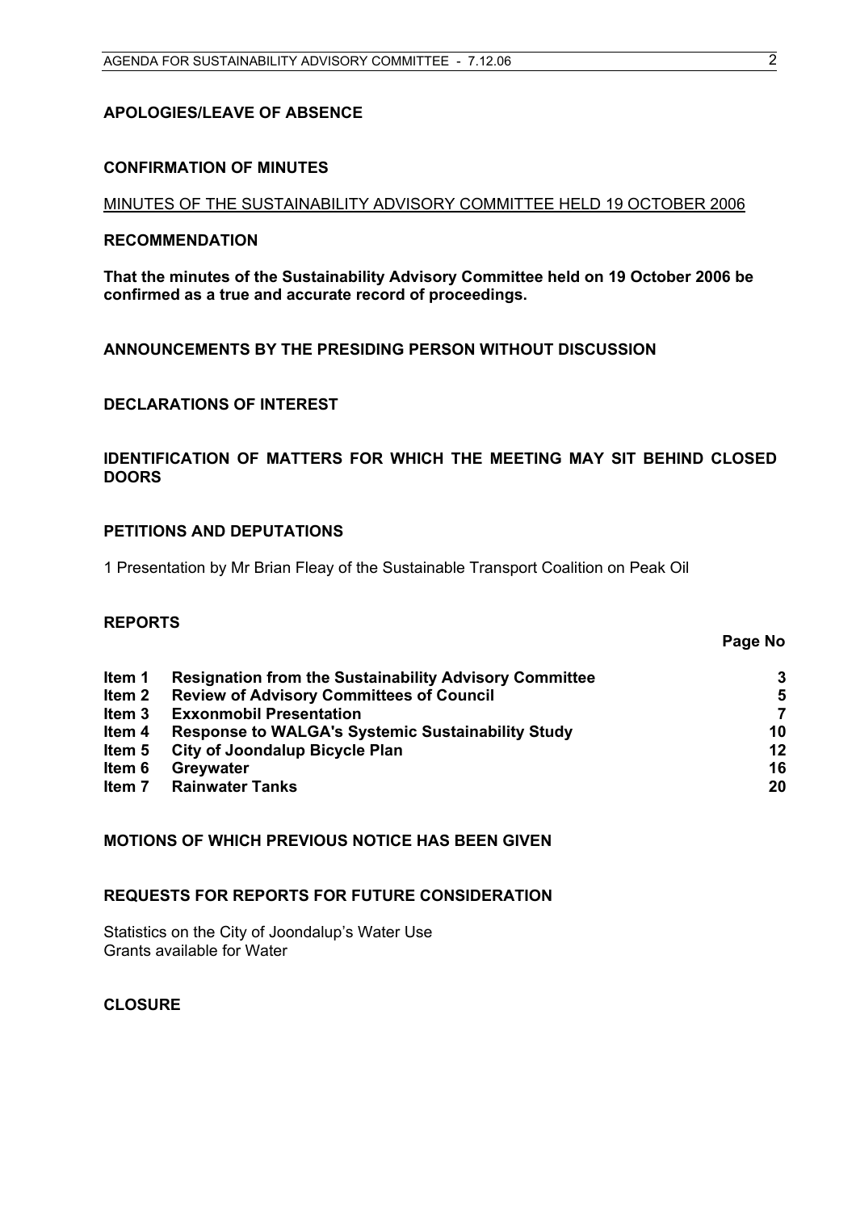## APOLOGIES/LEAVE OF ABSENCE

## CONFIRMATION OF MINUTES

MINUTES OF THE SUSTAINABILITY ADVISORY COMMITTEE HELD 19 OCTOBER 2006

### RECOMMENDATION

**That the minutes of the Sustainability Advisory Committee held on 19 October 2006 be confirmed as a true and accurate record of proceedings.**

## ANNOUNCEMENTS BY THE PRESIDING PERSON WITHOUT DISCUSSION

## DECLARATIONS OF INTEREST

## IDENTIFICATION OF MATTERS FOR WHICH THE MEETING MAY SIT BEHIND CLOSED DOORS

## PETITIONS AND DEPUTATIONS

1 Presentation by Mr Brian Fleay of the Sustainable Transport Coalition on Peak Oil

## REPORTS

| | | Page No |
|---|---|---|
| **Item 1** | **Resignation from the Sustainability Advisory Committee** | **3** |
| **Item 2** | **Review of Advisory Committees of Council** | **5** |
| **Item 3** | **Exxonmobil Presentation** | **7** |
| **Item 4** | **Response to WALGA's Systemic Sustainability Study** | **10** |
| **Item 5** | **City of Joondalup Bicycle Plan** | **12** |
| **Item 6** | **Greywater** | **16** |
| **Item 7** | **Rainwater Tanks** | **20** |

## MOTIONS OF WHICH PREVIOUS NOTICE HAS BEEN GIVEN

## REQUESTS FOR REPORTS FOR FUTURE CONSIDERATION

Statistics on the City of Joondalup's Water Use
Grants available for Water

## CLOSURE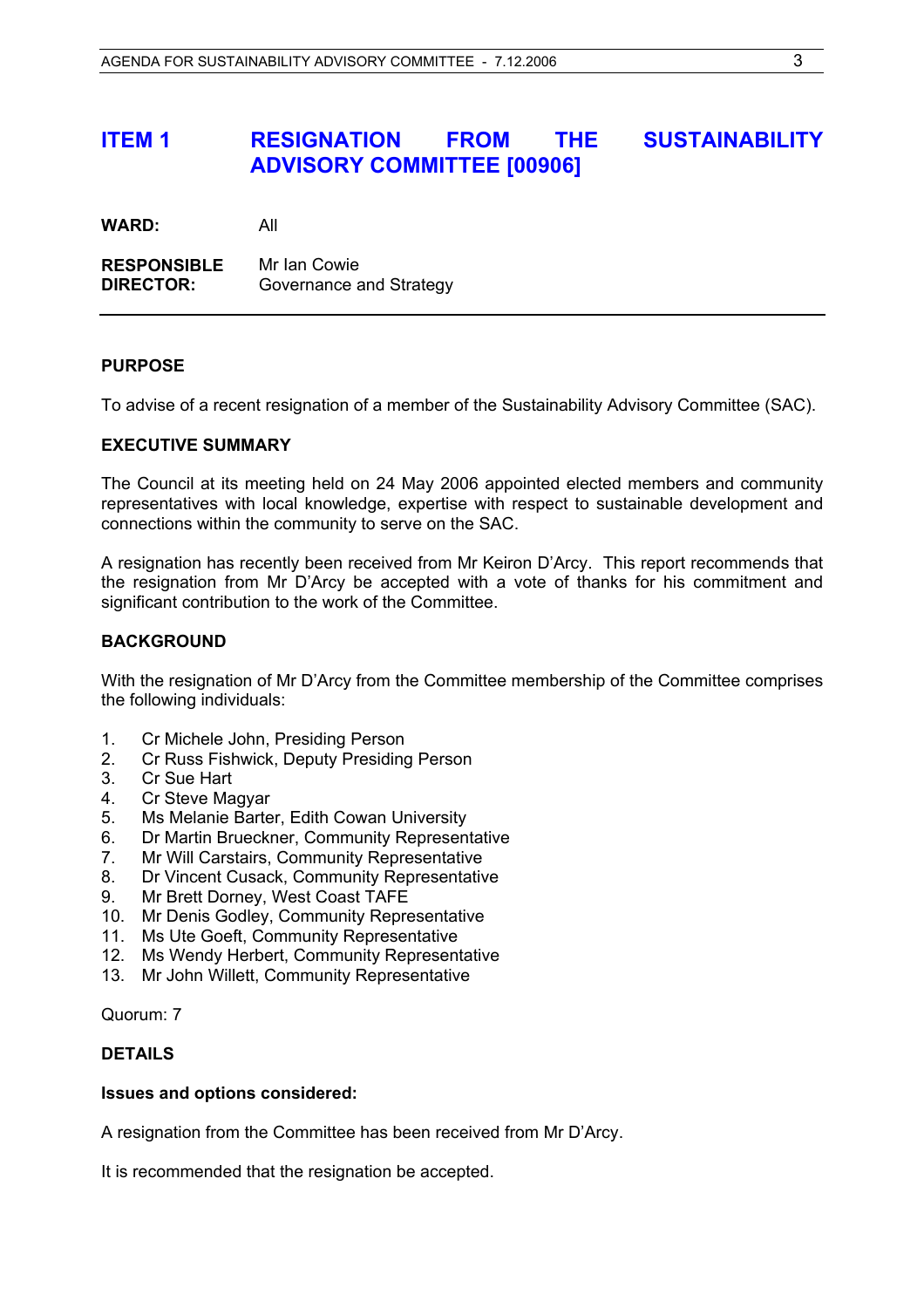# ITEM 1 RESIGNATION FROM THE SUSTAINABILITY ADVISORY COMMITTEE [00906]

**WARD:** All

**RESPONSIBLE DIRECTOR:** Mr Ian Cowie
Governance and Strategy

---

**PURPOSE**

To advise of a recent resignation of a member of the Sustainability Advisory Committee (SAC).

**EXECUTIVE SUMMARY**

The Council at its meeting held on 24 May 2006 appointed elected members and community representatives with local knowledge, expertise with respect to sustainable development and connections within the community to serve on the SAC.

A resignation has recently been received from Mr Keiron D'Arcy. This report recommends that the resignation from Mr D'Arcy be accepted with a vote of thanks for his commitment and significant contribution to the work of the Committee.

**BACKGROUND**

With the resignation of Mr D'Arcy from the Committee membership of the Committee comprises the following individuals:

1. Cr Michele John, Presiding Person
2. Cr Russ Fishwick, Deputy Presiding Person
3. Cr Sue Hart
4. Cr Steve Magyar
5. Ms Melanie Barter, Edith Cowan University
6. Dr Martin Brueckner, Community Representative
7. Mr Will Carstairs, Community Representative
8. Dr Vincent Cusack, Community Representative
9. Mr Brett Dorney, West Coast TAFE
10. Mr Denis Godley, Community Representative
11. Ms Ute Goeft, Community Representative
12. Ms Wendy Herbert, Community Representative
13. Mr John Willett, Community Representative

Quorum: 7

**DETAILS**

**Issues and options considered:**

A resignation from the Committee has been received from Mr D'Arcy.

It is recommended that the resignation be accepted.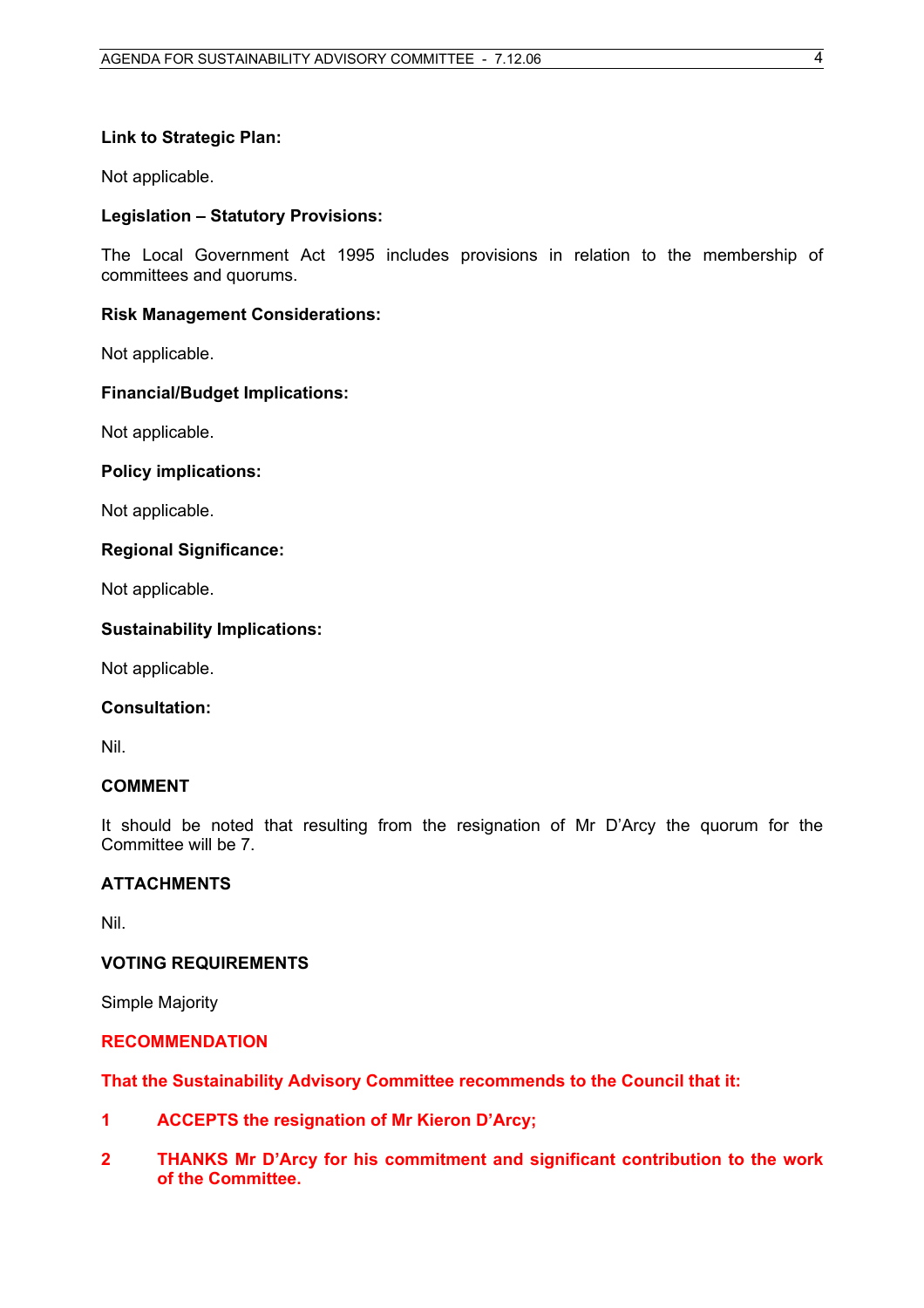**Link to Strategic Plan:**

Not applicable.

**Legislation – Statutory Provisions:**

The Local Government Act 1995 includes provisions in relation to the membership of committees and quorums.

**Risk Management Considerations:**

Not applicable.

**Financial/Budget Implications:**

Not applicable.

**Policy implications:**

Not applicable.

**Regional Significance:**

Not applicable.

**Sustainability Implications:**

Not applicable.

**Consultation:**

Nil.

**COMMENT**

It should be noted that resulting from the resignation of Mr D'Arcy the quorum for the Committee will be 7.

**ATTACHMENTS**

Nil.

**VOTING REQUIREMENTS**

Simple Majority

**RECOMMENDATION**

**That the Sustainability Advisory Committee recommends to the Council that it:**

**1 ACCEPTS the resignation of Mr Kieron D'Arcy;**

**2 THANKS Mr D'Arcy for his commitment and significant contribution to the work of the Committee.**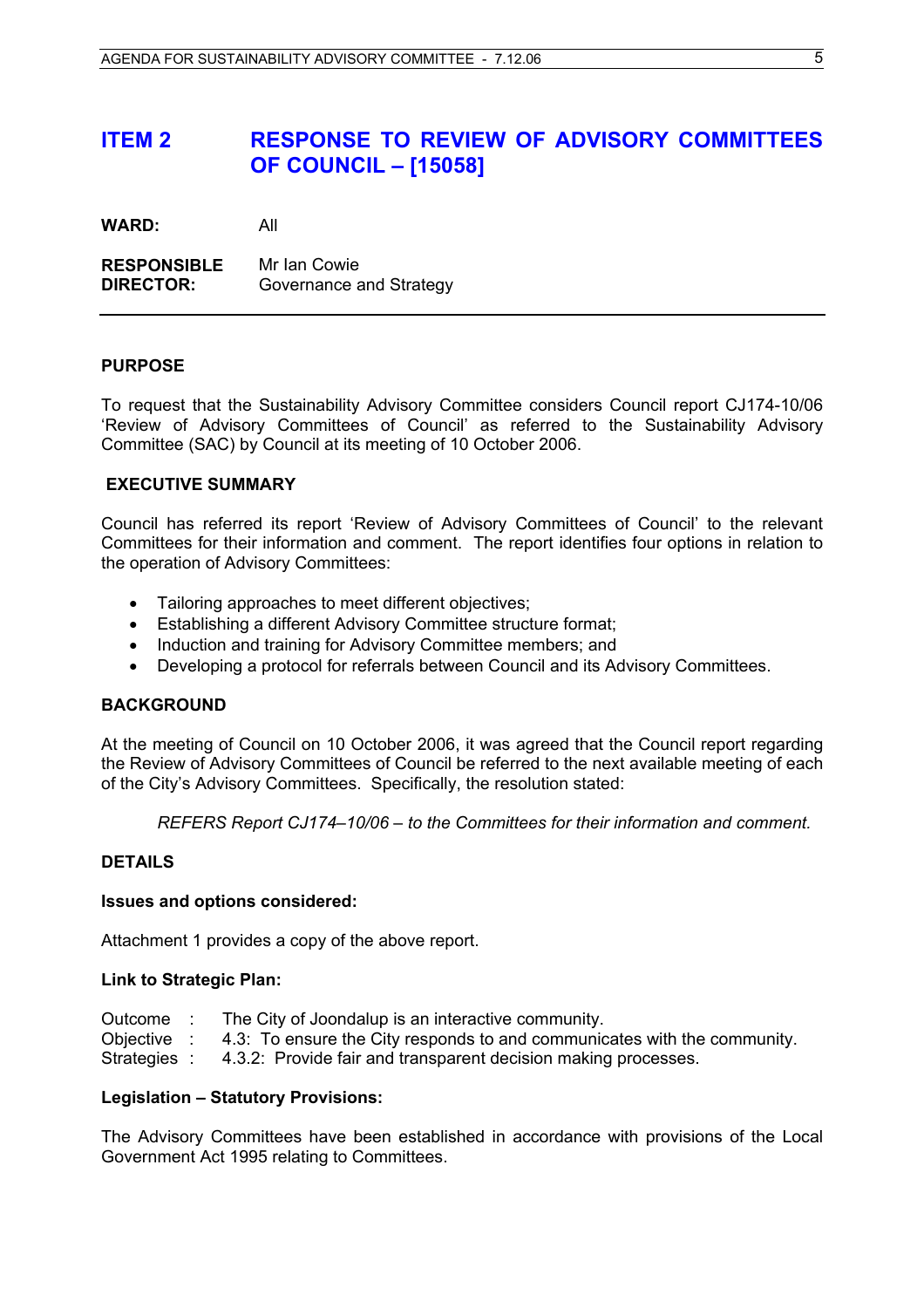# ITEM 2 RESPONSE TO REVIEW OF ADVISORY COMMITTEES OF COUNCIL – [15058]

**WARD:** All

**RESPONSIBLE DIRECTOR:** Mr Ian Cowie
Governance and Strategy

---

**PURPOSE**

To request that the Sustainability Advisory Committee considers Council report CJ174-10/06 'Review of Advisory Committees of Council' as referred to the Sustainability Advisory Committee (SAC) by Council at its meeting of 10 October 2006.

**EXECUTIVE SUMMARY**

Council has referred its report 'Review of Advisory Committees of Council' to the relevant Committees for their information and comment. The report identifies four options in relation to the operation of Advisory Committees:

- Tailoring approaches to meet different objectives;
- Establishing a different Advisory Committee structure format;
- Induction and training for Advisory Committee members; and
- Developing a protocol for referrals between Council and its Advisory Committees.

**BACKGROUND**

At the meeting of Council on 10 October 2006, it was agreed that the Council report regarding the Review of Advisory Committees of Council be referred to the next available meeting of each of the City's Advisory Committees. Specifically, the resolution stated:

> *REFERS Report CJ174–10/06 – to the Committees for their information and comment.*

**DETAILS**

**Issues and options considered:**

Attachment 1 provides a copy of the above report.

**Link to Strategic Plan:**

Outcome : The City of Joondalup is an interactive community.
Objective : 4.3: To ensure the City responds to and communicates with the community.
Strategies : 4.3.2: Provide fair and transparent decision making processes.

**Legislation – Statutory Provisions:**

The Advisory Committees have been established in accordance with provisions of the Local Government Act 1995 relating to Committees.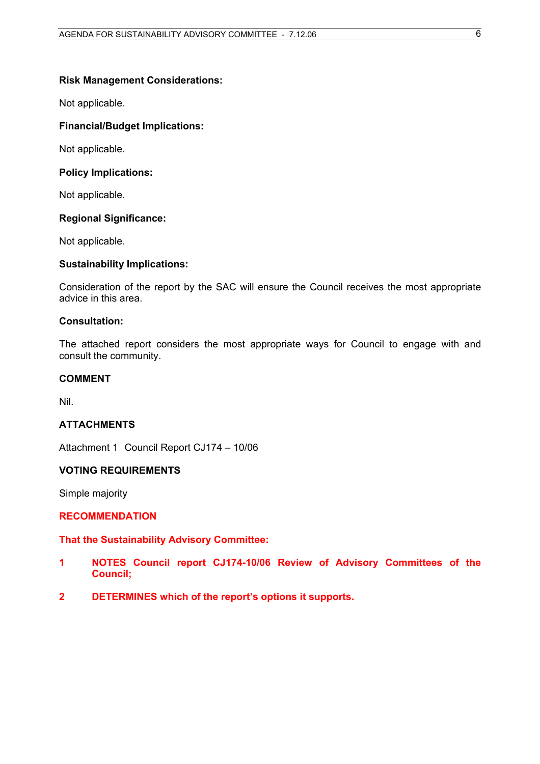**Risk Management Considerations:**

Not applicable.

**Financial/Budget Implications:**

Not applicable.

**Policy Implications:**

Not applicable.

**Regional Significance:**

Not applicable.

**Sustainability Implications:**

Consideration of the report by the SAC will ensure the Council receives the most appropriate advice in this area.

**Consultation:**

The attached report considers the most appropriate ways for Council to engage with and consult the community.

**COMMENT**

Nil.

**ATTACHMENTS**

Attachment 1 Council Report CJ174 – 10/06

**VOTING REQUIREMENTS**

Simple majority

**RECOMMENDATION**

**That the Sustainability Advisory Committee:**

1. **NOTES Council report CJ174-10/06 Review of Advisory Committees of the Council;**

2. **DETERMINES which of the report's options it supports.**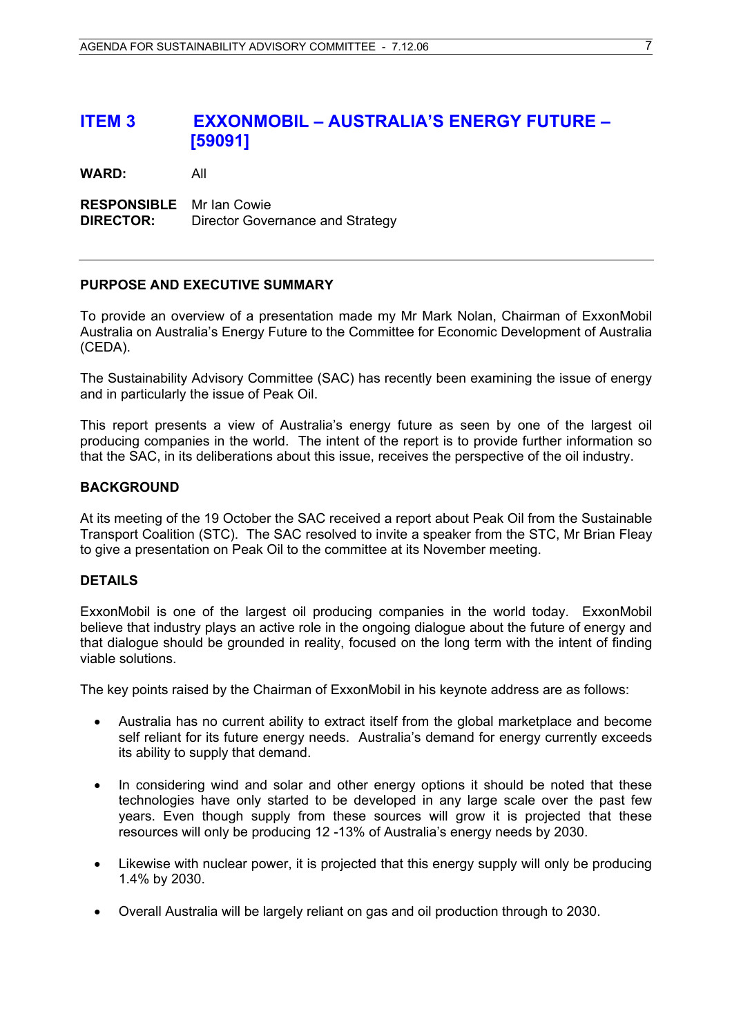## ITEM 3 EXXONMOBIL – AUSTRALIA'S ENERGY FUTURE – [59091]

**WARD:** All

**RESPONSIBLE DIRECTOR:** Mr Ian Cowie
Director Governance and Strategy

---

### PURPOSE AND EXECUTIVE SUMMARY

To provide an overview of a presentation made my Mr Mark Nolan, Chairman of ExxonMobil Australia on Australia's Energy Future to the Committee for Economic Development of Australia (CEDA).

The Sustainability Advisory Committee (SAC) has recently been examining the issue of energy and in particularly the issue of Peak Oil.

This report presents a view of Australia's energy future as seen by one of the largest oil producing companies in the world. The intent of the report is to provide further information so that the SAC, in its deliberations about this issue, receives the perspective of the oil industry.

### BACKGROUND

At its meeting of the 19 October the SAC received a report about Peak Oil from the Sustainable Transport Coalition (STC). The SAC resolved to invite a speaker from the STC, Mr Brian Fleay to give a presentation on Peak Oil to the committee at its November meeting.

### DETAILS

ExxonMobil is one of the largest oil producing companies in the world today. ExxonMobil believe that industry plays an active role in the ongoing dialogue about the future of energy and that dialogue should be grounded in reality, focused on the long term with the intent of finding viable solutions.

The key points raised by the Chairman of ExxonMobil in his keynote address are as follows:

- Australia has no current ability to extract itself from the global marketplace and become self reliant for its future energy needs. Australia's demand for energy currently exceeds its ability to supply that demand.
- In considering wind and solar and other energy options it should be noted that these technologies have only started to be developed in any large scale over the past few years. Even though supply from these sources will grow it is projected that these resources will only be producing 12 -13% of Australia's energy needs by 2030.
- Likewise with nuclear power, it is projected that this energy supply will only be producing 1.4% by 2030.
- Overall Australia will be largely reliant on gas and oil production through to 2030.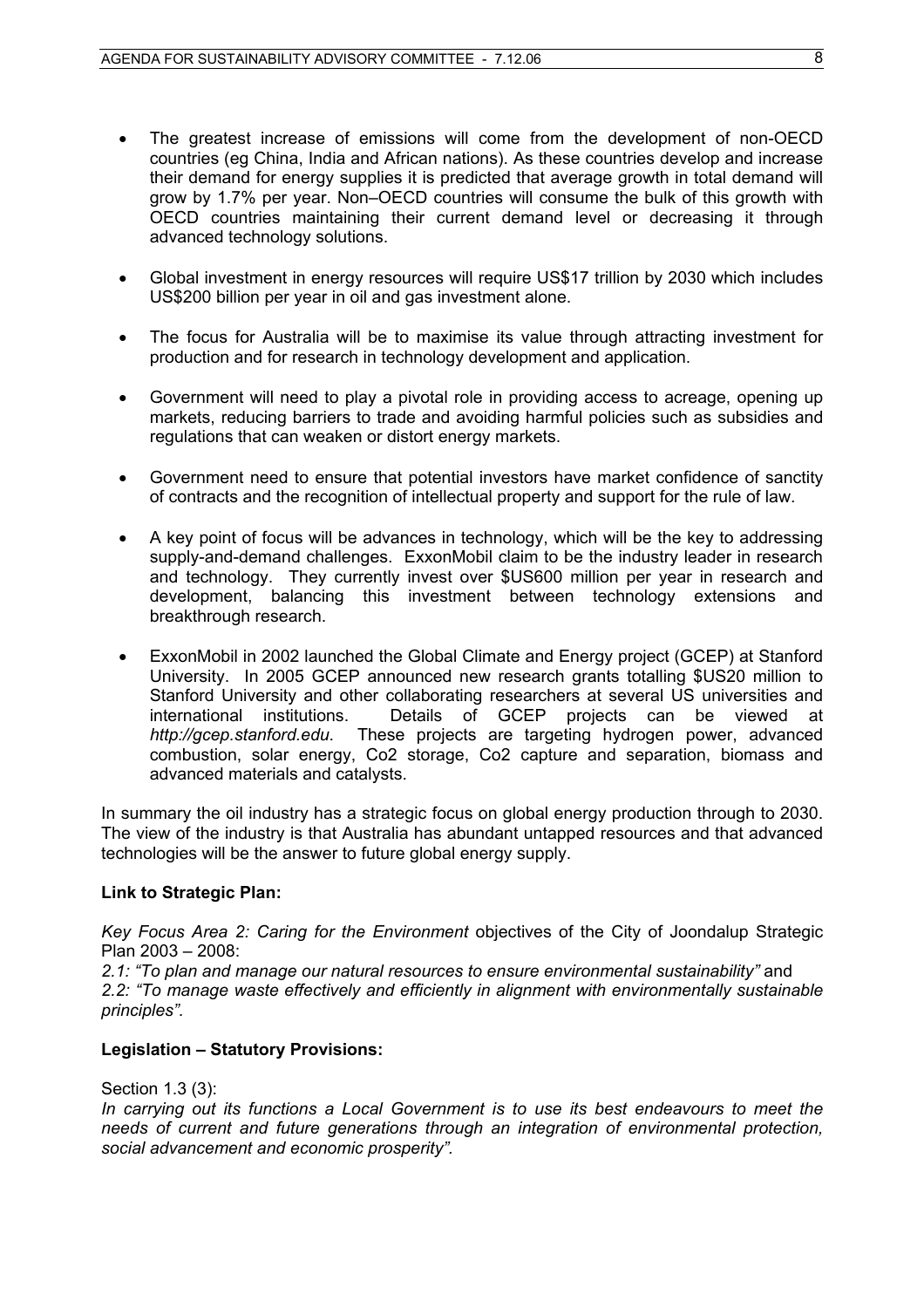- The greatest increase of emissions will come from the development of non-OECD countries (eg China, India and African nations). As these countries develop and increase their demand for energy supplies it is predicted that average growth in total demand will grow by 1.7% per year. Non–OECD countries will consume the bulk of this growth with OECD countries maintaining their current demand level or decreasing it through advanced technology solutions.

- Global investment in energy resources will require US$17 trillion by 2030 which includes US$200 billion per year in oil and gas investment alone.

- The focus for Australia will be to maximise its value through attracting investment for production and for research in technology development and application.

- Government will need to play a pivotal role in providing access to acreage, opening up markets, reducing barriers to trade and avoiding harmful policies such as subsidies and regulations that can weaken or distort energy markets.

- Government need to ensure that potential investors have market confidence of sanctity of contracts and the recognition of intellectual property and support for the rule of law.

- A key point of focus will be advances in technology, which will be the key to addressing supply-and-demand challenges. ExxonMobil claim to be the industry leader in research and technology. They currently invest over $US600 million per year in research and development, balancing this investment between technology extensions and breakthrough research.

- ExxonMobil in 2002 launched the Global Climate and Energy project (GCEP) at Stanford University. In 2005 GCEP announced new research grants totalling $US20 million to Stanford University and other collaborating researchers at several US universities and international institutions. Details of GCEP projects can be viewed at *http://gcep.stanford.edu*. These projects are targeting hydrogen power, advanced combustion, solar energy, Co2 storage, Co2 capture and separation, biomass and advanced materials and catalysts.

In summary the oil industry has a strategic focus on global energy production through to 2030. The view of the industry is that Australia has abundant untapped resources and that advanced technologies will be the answer to future global energy supply.

**Link to Strategic Plan:**

*Key Focus Area 2: Caring for the Environment* objectives of the City of Joondalup Strategic Plan 2003 – 2008:

*2.1: "To plan and manage our natural resources to ensure environmental sustainability"* and
*2.2: "To manage waste effectively and efficiently in alignment with environmentally sustainable principles".*

**Legislation – Statutory Provisions:**

Section 1.3 (3):
*In carrying out its functions a Local Government is to use its best endeavours to meet the needs of current and future generations through an integration of environmental protection, social advancement and economic prosperity".*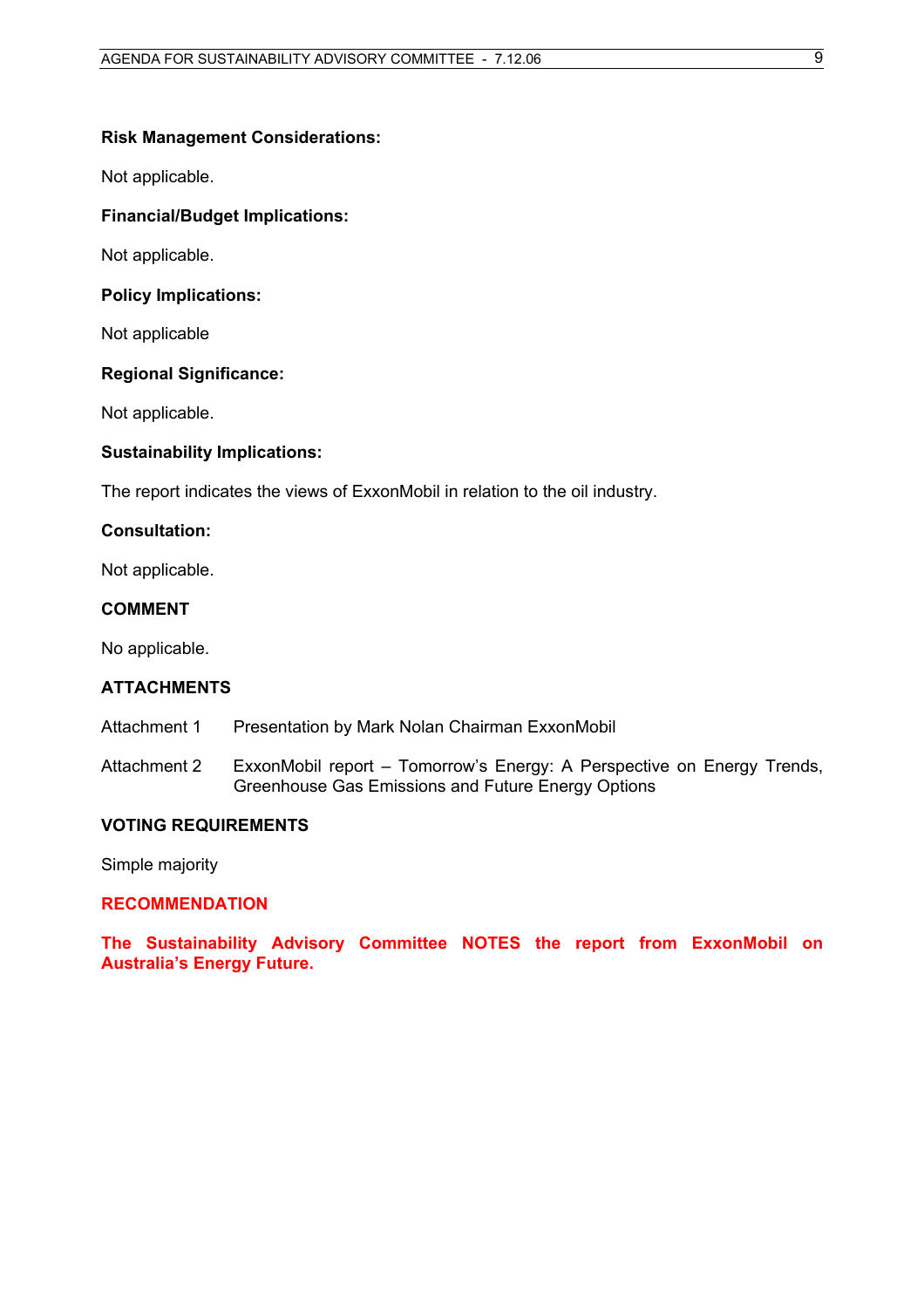**Risk Management Considerations:**

Not applicable.

**Financial/Budget Implications:**

Not applicable.

**Policy Implications:**

Not applicable

**Regional Significance:**

Not applicable.

**Sustainability Implications:**

The report indicates the views of ExxonMobil in relation to the oil industry.

**Consultation:**

Not applicable.

**COMMENT**

No applicable.

**ATTACHMENTS**

Attachment 1 Presentation by Mark Nolan Chairman ExxonMobil

Attachment 2 ExxonMobil report – Tomorrow's Energy: A Perspective on Energy Trends, Greenhouse Gas Emissions and Future Energy Options

**VOTING REQUIREMENTS**

Simple majority

**RECOMMENDATION**

**The Sustainability Advisory Committee NOTES the report from ExxonMobil on Australia's Energy Future.**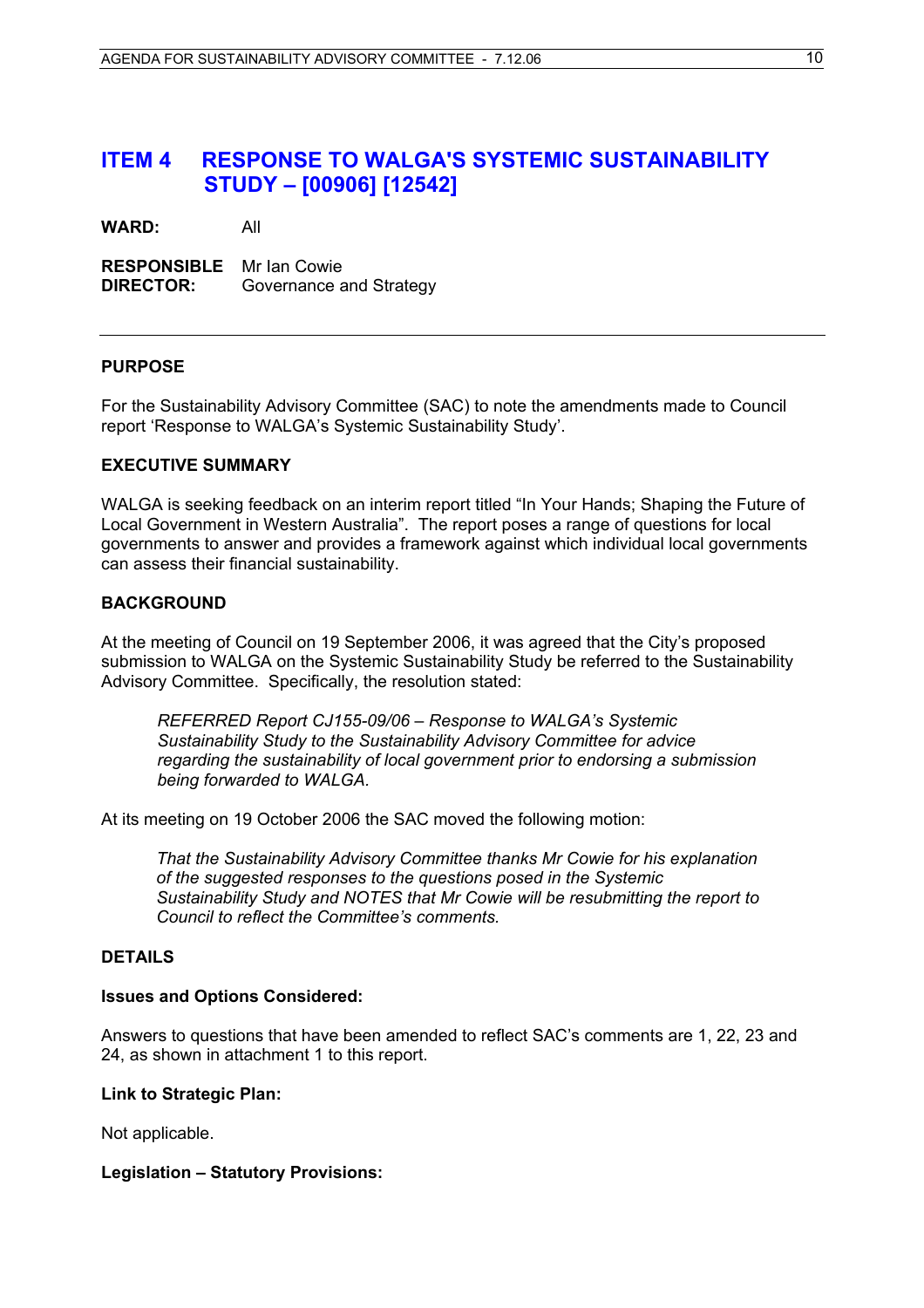## ITEM 4 RESPONSE TO WALGA'S SYSTEMIC SUSTAINABILITY STUDY – [00906] [12542]

**WARD:** All

**RESPONSIBLE DIRECTOR:** Mr Ian Cowie
Governance and Strategy

---

### PURPOSE

For the Sustainability Advisory Committee (SAC) to note the amendments made to Council report 'Response to WALGA's Systemic Sustainability Study'.

### EXECUTIVE SUMMARY

WALGA is seeking feedback on an interim report titled "In Your Hands; Shaping the Future of Local Government in Western Australia". The report poses a range of questions for local governments to answer and provides a framework against which individual local governments can assess their financial sustainability.

### BACKGROUND

At the meeting of Council on 19 September 2006, it was agreed that the City's proposed submission to WALGA on the Systemic Sustainability Study be referred to the Sustainability Advisory Committee. Specifically, the resolution stated:

> *REFERRED Report CJ155-09/06 – Response to WALGA's Systemic Sustainability Study to the Sustainability Advisory Committee for advice regarding the sustainability of local government prior to endorsing a submission being forwarded to WALGA.*

At its meeting on 19 October 2006 the SAC moved the following motion:

> *That the Sustainability Advisory Committee thanks Mr Cowie for his explanation of the suggested responses to the questions posed in the Systemic Sustainability Study and NOTES that Mr Cowie will be resubmitting the report to Council to reflect the Committee's comments.*

### DETAILS

**Issues and Options Considered:**

Answers to questions that have been amended to reflect SAC's comments are 1, 22, 23 and 24, as shown in attachment 1 to this report.

**Link to Strategic Plan:**

Not applicable.

**Legislation – Statutory Provisions:**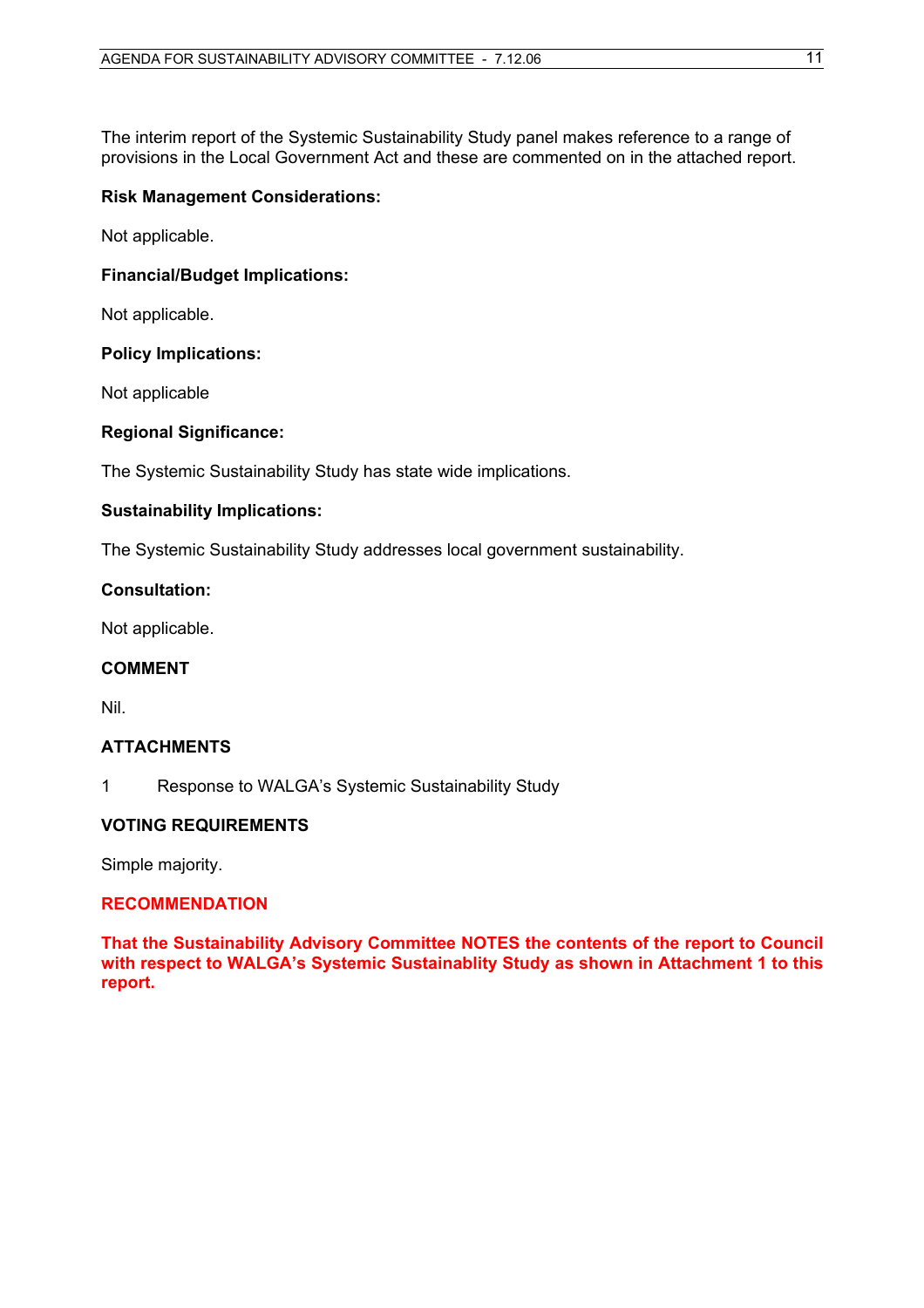The interim report of the Systemic Sustainability Study panel makes reference to a range of provisions in the Local Government Act and these are commented on in the attached report.

**Risk Management Considerations:**

Not applicable.

**Financial/Budget Implications:**

Not applicable.

**Policy Implications:**

Not applicable

**Regional Significance:**

The Systemic Sustainability Study has state wide implications.

**Sustainability Implications:**

The Systemic Sustainability Study addresses local government sustainability.

**Consultation:**

Not applicable.

**COMMENT**

Nil.

**ATTACHMENTS**

1 Response to WALGA's Systemic Sustainability Study

**VOTING REQUIREMENTS**

Simple majority.

**RECOMMENDATION**

**That the Sustainability Advisory Committee NOTES the contents of the report to Council with respect to WALGA's Systemic Sustainablity Study as shown in Attachment 1 to this report.**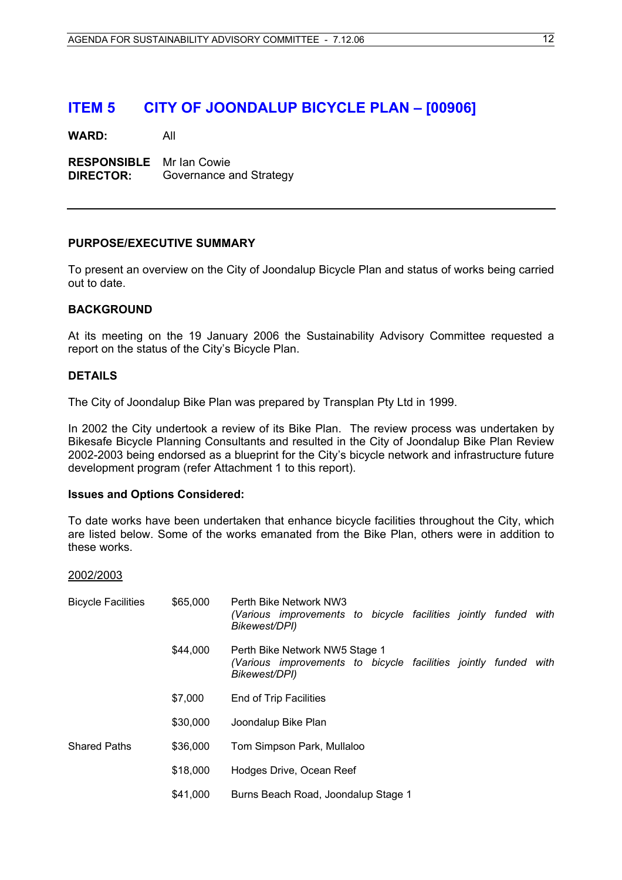# ITEM 5 CITY OF JOONDALUP BICYCLE PLAN – [00906]

**WARD:** All

**RESPONSIBLE DIRECTOR:** Mr Ian Cowie
Governance and Strategy

---

## PURPOSE/EXECUTIVE SUMMARY

To present an overview on the City of Joondalup Bicycle Plan and status of works being carried out to date.

## BACKGROUND

At its meeting on the 19 January 2006 the Sustainability Advisory Committee requested a report on the status of the City's Bicycle Plan.

## DETAILS

The City of Joondalup Bike Plan was prepared by Transplan Pty Ltd in 1999.

In 2002 the City undertook a review of its Bike Plan. The review process was undertaken by Bikesafe Bicycle Planning Consultants and resulted in the City of Joondalup Bike Plan Review 2002-2003 being endorsed as a blueprint for the City's bicycle network and infrastructure future development program (refer Attachment 1 to this report).

### Issues and Options Considered:

To date works have been undertaken that enhance bicycle facilities throughout the City, which are listed below. Some of the works emanated from the Bike Plan, others were in addition to these works.

<u>2002/2003</u>

| | | |
|---|---|---|
| Bicycle Facilities | $65,000 | Perth Bike Network NW3<br>*(Various improvements to bicycle facilities jointly funded with Bikewest/DPI)* |
| | $44,000 | Perth Bike Network NW5 Stage 1<br>*(Various improvements to bicycle facilities jointly funded with Bikewest/DPI)* |
| | $7,000 | End of Trip Facilities |
| | $30,000 | Joondalup Bike Plan |
| Shared Paths | $36,000 | Tom Simpson Park, Mullaloo |
| | $18,000 | Hodges Drive, Ocean Reef |
| | $41,000 | Burns Beach Road, Joondalup Stage 1 |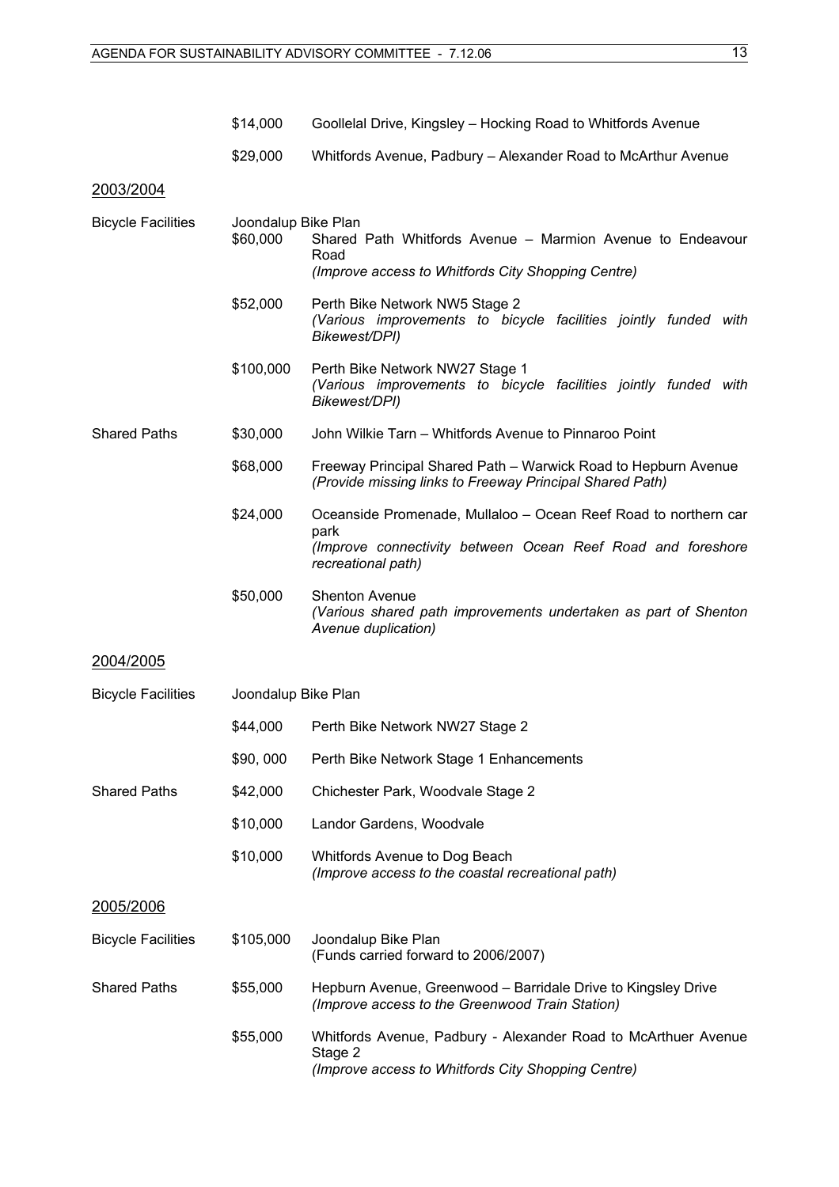| | | |
|---|---|---|
| | $14,000 | Goollelal Drive, Kingsley – Hocking Road to Whitfords Avenue |
| | $29,000 | Whitfords Avenue, Padbury – Alexander Road to McArthur Avenue |

<u>2003/2004</u>

| | | |
|---|---|---|
| Bicycle Facilities | Joondalup Bike Plan<br>$60,000 | Shared Path Whitfords Avenue – Marmion Avenue to Endeavour Road<br>*(Improve access to Whitfords City Shopping Centre)* |
| | $52,000 | Perth Bike Network NW5 Stage 2<br>*(Various improvements to bicycle facilities jointly funded with Bikewest/DPI)* |
| | $100,000 | Perth Bike Network NW27 Stage 1<br>*(Various improvements to bicycle facilities jointly funded with Bikewest/DPI)* |
| Shared Paths | $30,000 | John Wilkie Tarn – Whitfords Avenue to Pinnaroo Point |
| | $68,000 | Freeway Principal Shared Path – Warwick Road to Hepburn Avenue<br>*(Provide missing links to Freeway Principal Shared Path)* |
| | $24,000 | Oceanside Promenade, Mullaloo – Ocean Reef Road to northern car park<br>*(Improve connectivity between Ocean Reef Road and foreshore recreational path)* |
| | $50,000 | Shenton Avenue<br>*(Various shared path improvements undertaken as part of Shenton Avenue duplication)* |

<u>2004/2005</u>

| | | |
|---|---|---|
| Bicycle Facilities | Joondalup Bike Plan | |
| | $44,000 | Perth Bike Network NW27 Stage 2 |
| | $90, 000 | Perth Bike Network Stage 1 Enhancements |
| Shared Paths | $42,000 | Chichester Park, Woodvale Stage 2 |
| | $10,000 | Landor Gardens, Woodvale |
| | $10,000 | Whitfords Avenue to Dog Beach<br>*(Improve access to the coastal recreational path)* |

<u>2005/2006</u>

| | | |
|---|---|---|
| Bicycle Facilities | $105,000 | Joondalup Bike Plan<br>(Funds carried forward to 2006/2007) |
| Shared Paths | $55,000 | Hepburn Avenue, Greenwood – Barridale Drive to Kingsley Drive<br>*(Improve access to the Greenwood Train Station)* |
| | $55,000 | Whitfords Avenue, Padbury - Alexander Road to McArthuer Avenue Stage 2<br>*(Improve access to Whitfords City Shopping Centre)* |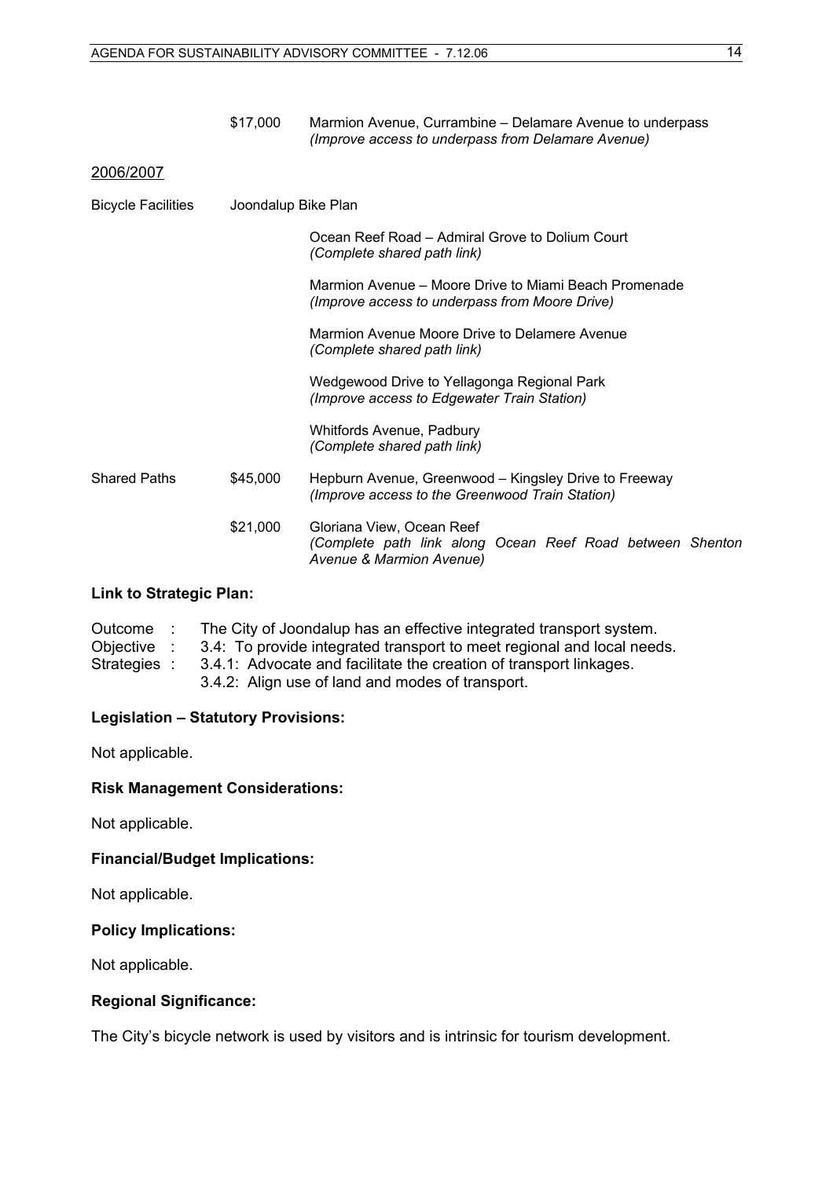| | | |
|---|---|---|
| | $17,000 | Marmion Avenue, Currambine – Delamare Avenue to underpass *(Improve access to underpass from Delamare Avenue)* |

2006/2007

| | | |
|---|---|---|
| Bicycle Facilities | Joondalup Bike Plan | |
| | | Ocean Reef Road – Admiral Grove to Dolium Court *(Complete shared path link)* |
| | | Marmion Avenue – Moore Drive to Miami Beach Promenade *(Improve access to underpass from Moore Drive)* |
| | | Marmion Avenue Moore Drive to Delamere Avenue *(Complete shared path link)* |
| | | Wedgewood Drive to Yellagonga Regional Park *(Improve access to Edgewater Train Station)* |
| | | Whitfords Avenue, Padbury *(Complete shared path link)* |
| Shared Paths | $45,000 | Hepburn Avenue, Greenwood – Kingsley Drive to Freeway *(Improve access to the Greenwood Train Station)* |
| | $21,000 | Gloriana View, Ocean Reef *(Complete path link along Ocean Reef Road between Shenton Avenue & Marmion Avenue)* |

**Link to Strategic Plan:**

Outcome : The City of Joondalup has an effective integrated transport system.
Objective : 3.4: To provide integrated transport to meet regional and local needs.
Strategies : 3.4.1: Advocate and facilitate the creation of transport linkages.
3.4.2: Align use of land and modes of transport.

**Legislation – Statutory Provisions:**

Not applicable.

**Risk Management Considerations:**

Not applicable.

**Financial/Budget Implications:**

Not applicable.

**Policy Implications:**

Not applicable.

**Regional Significance:**

The City's bicycle network is used by visitors and is intrinsic for tourism development.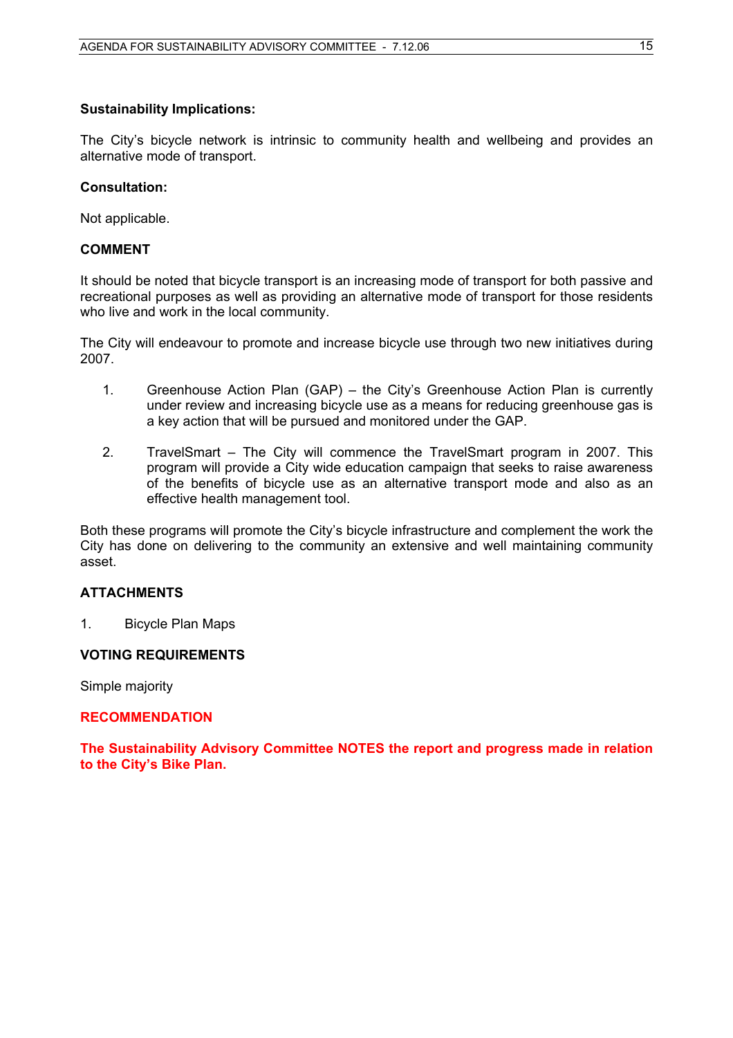**Sustainability Implications:**

The City's bicycle network is intrinsic to community health and wellbeing and provides an alternative mode of transport.

**Consultation:**

Not applicable.

**COMMENT**

It should be noted that bicycle transport is an increasing mode of transport for both passive and recreational purposes as well as providing an alternative mode of transport for those residents who live and work in the local community.

The City will endeavour to promote and increase bicycle use through two new initiatives during 2007.

1. Greenhouse Action Plan (GAP) – the City's Greenhouse Action Plan is currently under review and increasing bicycle use as a means for reducing greenhouse gas is a key action that will be pursued and monitored under the GAP.

2. TravelSmart – The City will commence the TravelSmart program in 2007. This program will provide a City wide education campaign that seeks to raise awareness of the benefits of bicycle use as an alternative transport mode and also as an effective health management tool.

Both these programs will promote the City's bicycle infrastructure and complement the work the City has done on delivering to the community an extensive and well maintaining community asset.

**ATTACHMENTS**

1. Bicycle Plan Maps

**VOTING REQUIREMENTS**

Simple majority

**RECOMMENDATION**

**The Sustainability Advisory Committee NOTES the report and progress made in relation to the City's Bike Plan.**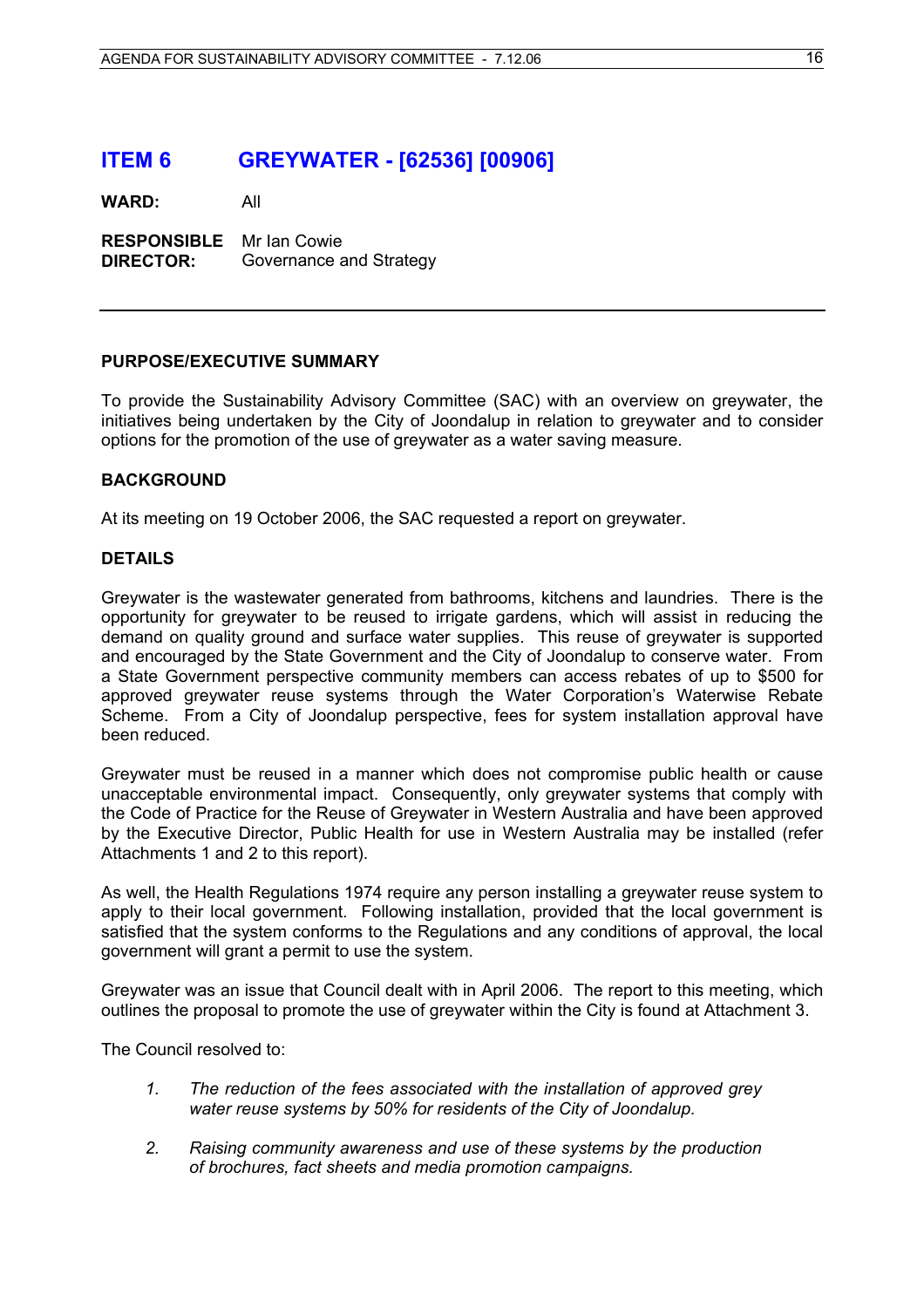## ITEM 6 GREYWATER - [62536] [00906]

**WARD:** All

**RESPONSIBLE DIRECTOR:** Mr Ian Cowie
Governance and Strategy

---

**PURPOSE/EXECUTIVE SUMMARY**

To provide the Sustainability Advisory Committee (SAC) with an overview on greywater, the initiatives being undertaken by the City of Joondalup in relation to greywater and to consider options for the promotion of the use of greywater as a water saving measure.

**BACKGROUND**

At its meeting on 19 October 2006, the SAC requested a report on greywater.

**DETAILS**

Greywater is the wastewater generated from bathrooms, kitchens and laundries. There is the opportunity for greywater to be reused to irrigate gardens, which will assist in reducing the demand on quality ground and surface water supplies. This reuse of greywater is supported and encouraged by the State Government and the City of Joondalup to conserve water. From a State Government perspective community members can access rebates of up to $500 for approved greywater reuse systems through the Water Corporation's Waterwise Rebate Scheme. From a City of Joondalup perspective, fees for system installation approval have been reduced.

Greywater must be reused in a manner which does not compromise public health or cause unacceptable environmental impact. Consequently, only greywater systems that comply with the Code of Practice for the Reuse of Greywater in Western Australia and have been approved by the Executive Director, Public Health for use in Western Australia may be installed (refer Attachments 1 and 2 to this report).

As well, the Health Regulations 1974 require any person installing a greywater reuse system to apply to their local government. Following installation, provided that the local government is satisfied that the system conforms to the Regulations and any conditions of approval, the local government will grant a permit to use the system.

Greywater was an issue that Council dealt with in April 2006. The report to this meeting, which outlines the proposal to promote the use of greywater within the City is found at Attachment 3.

The Council resolved to:

1. *The reduction of the fees associated with the installation of approved grey water reuse systems by 50% for residents of the City of Joondalup.*
2. *Raising community awareness and use of these systems by the production of brochures, fact sheets and media promotion campaigns.*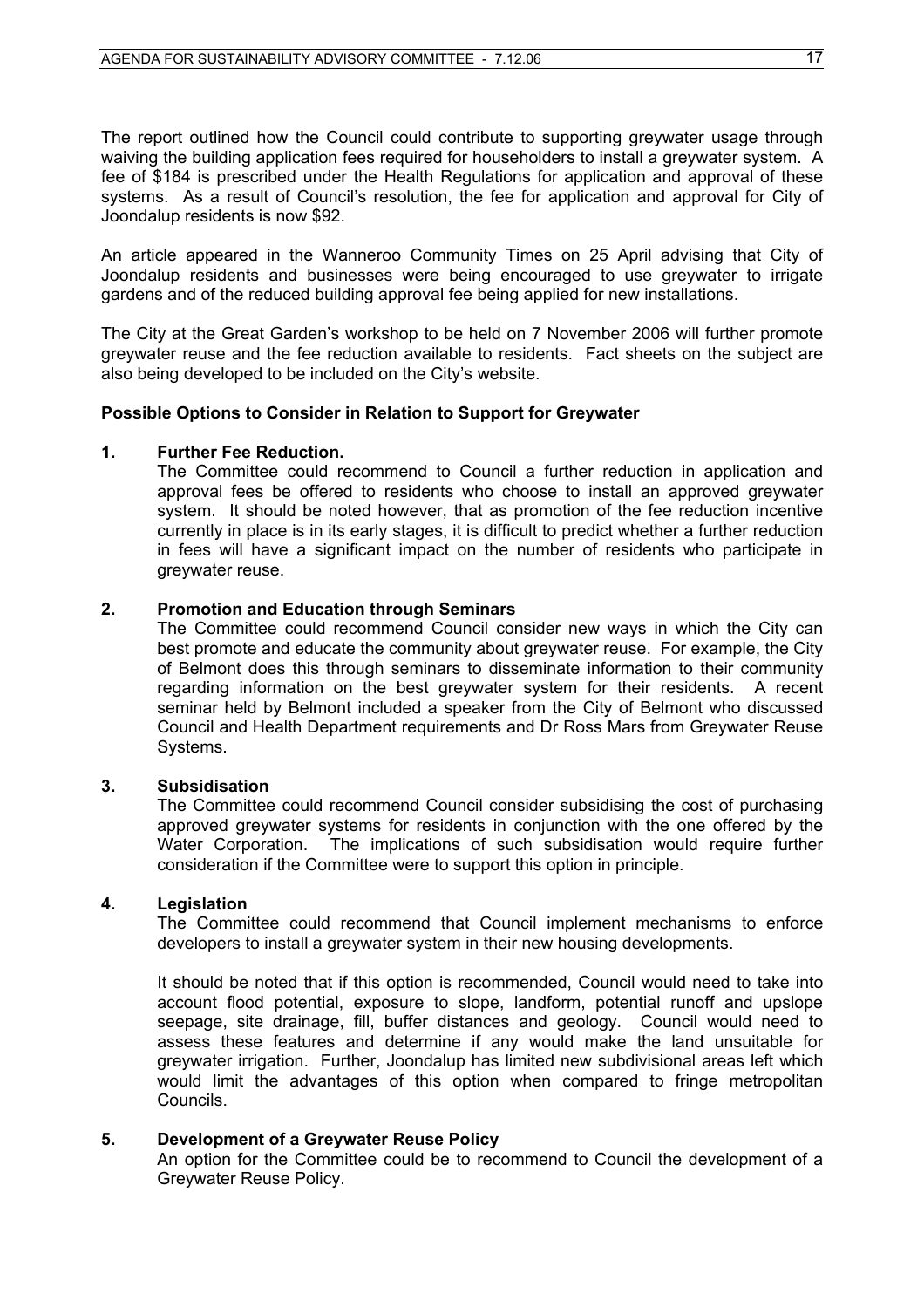The report outlined how the Council could contribute to supporting greywater usage through waiving the building application fees required for householders to install a greywater system. A fee of $184 is prescribed under the Health Regulations for application and approval of these systems. As a result of Council's resolution, the fee for application and approval for City of Joondalup residents is now $92.

An article appeared in the Wanneroo Community Times on 25 April advising that City of Joondalup residents and businesses were being encouraged to use greywater to irrigate gardens and of the reduced building approval fee being applied for new installations.

The City at the Great Garden's workshop to be held on 7 November 2006 will further promote greywater reuse and the fee reduction available to residents. Fact sheets on the subject are also being developed to be included on the City's website.

**Possible Options to Consider in Relation to Support for Greywater**

**1. Further Fee Reduction.**

The Committee could recommend to Council a further reduction in application and approval fees be offered to residents who choose to install an approved greywater system. It should be noted however, that as promotion of the fee reduction incentive currently in place is in its early stages, it is difficult to predict whether a further reduction in fees will have a significant impact on the number of residents who participate in greywater reuse.

**2. Promotion and Education through Seminars**

The Committee could recommend Council consider new ways in which the City can best promote and educate the community about greywater reuse. For example, the City of Belmont does this through seminars to disseminate information to their community regarding information on the best greywater system for their residents. A recent seminar held by Belmont included a speaker from the City of Belmont who discussed Council and Health Department requirements and Dr Ross Mars from Greywater Reuse Systems.

**3. Subsidisation**

The Committee could recommend Council consider subsidising the cost of purchasing approved greywater systems for residents in conjunction with the one offered by the Water Corporation. The implications of such subsidisation would require further consideration if the Committee were to support this option in principle.

**4. Legislation**

The Committee could recommend that Council implement mechanisms to enforce developers to install a greywater system in their new housing developments.

It should be noted that if this option is recommended, Council would need to take into account flood potential, exposure to slope, landform, potential runoff and upslope seepage, site drainage, fill, buffer distances and geology. Council would need to assess these features and determine if any would make the land unsuitable for greywater irrigation. Further, Joondalup has limited new subdivisional areas left which would limit the advantages of this option when compared to fringe metropolitan Councils.

**5. Development of a Greywater Reuse Policy**

An option for the Committee could be to recommend to Council the development of a Greywater Reuse Policy.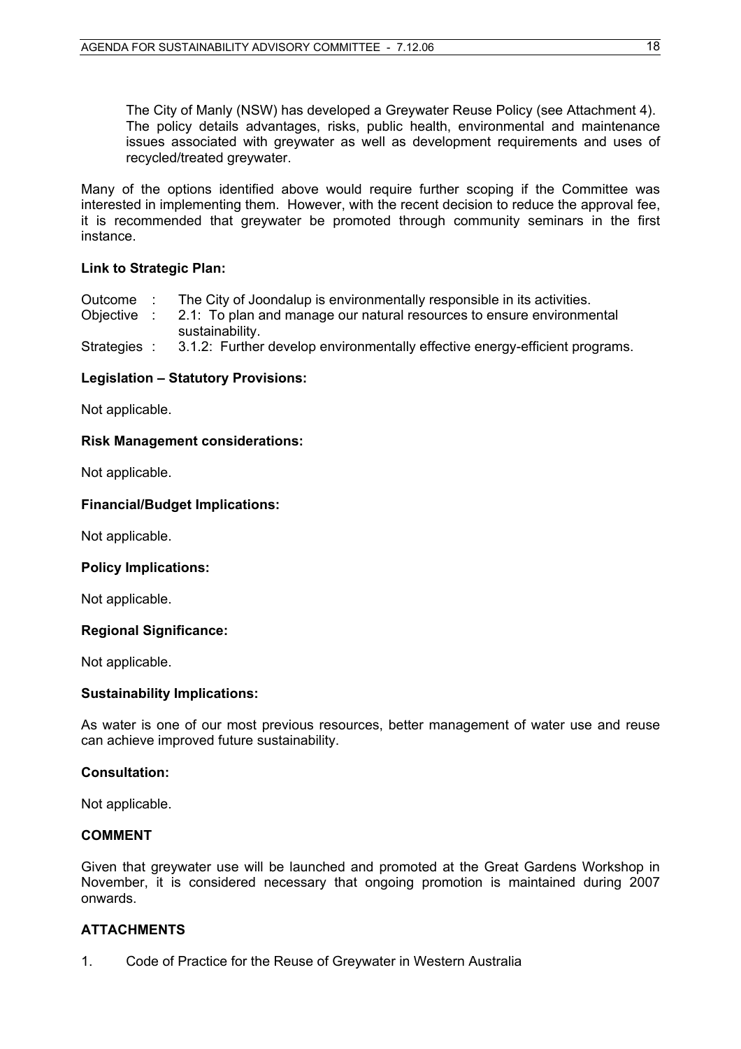The City of Manly (NSW) has developed a Greywater Reuse Policy (see Attachment 4). The policy details advantages, risks, public health, environmental and maintenance issues associated with greywater as well as development requirements and uses of recycled/treated greywater.

Many of the options identified above would require further scoping if the Committee was interested in implementing them. However, with the recent decision to reduce the approval fee, it is recommended that greywater be promoted through community seminars in the first instance.

### Link to Strategic Plan:

Outcome : The City of Joondalup is environmentally responsible in its activities.
Objective : 2.1: To plan and manage our natural resources to ensure environmental sustainability.
Strategies : 3.1.2: Further develop environmentally effective energy-efficient programs.

### Legislation – Statutory Provisions:

Not applicable.

### Risk Management considerations:

Not applicable.

### Financial/Budget Implications:

Not applicable.

### Policy Implications:

Not applicable.

### Regional Significance:

Not applicable.

### Sustainability Implications:

As water is one of our most previous resources, better management of water use and reuse can achieve improved future sustainability.

### Consultation:

Not applicable.

## COMMENT

Given that greywater use will be launched and promoted at the Great Gardens Workshop in November, it is considered necessary that ongoing promotion is maintained during 2007 onwards.

## ATTACHMENTS

1. Code of Practice for the Reuse of Greywater in Western Australia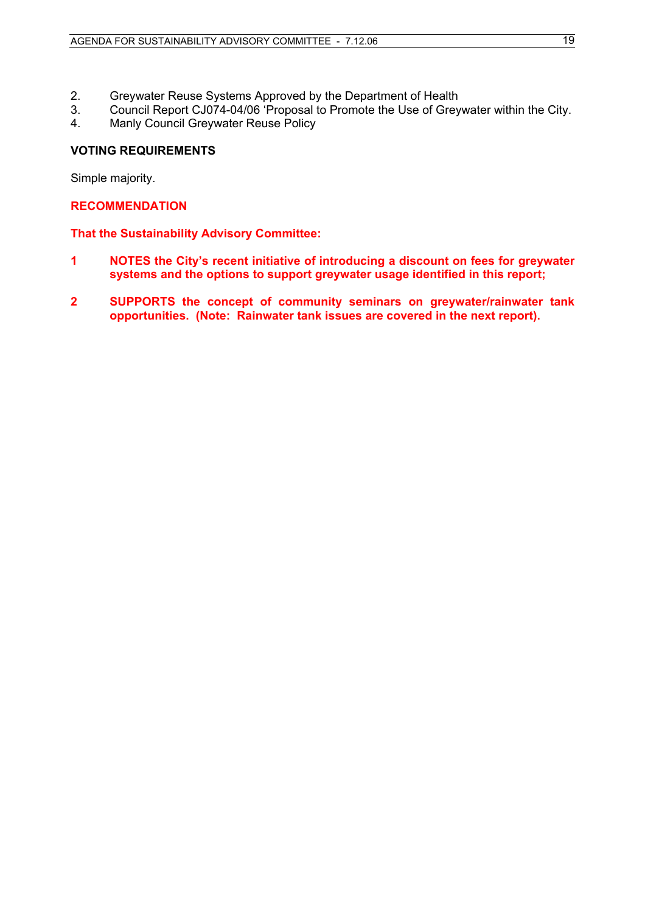2. Greywater Reuse Systems Approved by the Department of Health
3. Council Report CJ074-04/06 'Proposal to Promote the Use of Greywater within the City.
4. Manly Council Greywater Reuse Policy

**VOTING REQUIREMENTS**

Simple majority.

**RECOMMENDATION**

**That the Sustainability Advisory Committee:**

**1 NOTES the City's recent initiative of introducing a discount on fees for greywater systems and the options to support greywater usage identified in this report;**

**2 SUPPORTS the concept of community seminars on greywater/rainwater tank opportunities. (Note: Rainwater tank issues are covered in the next report).**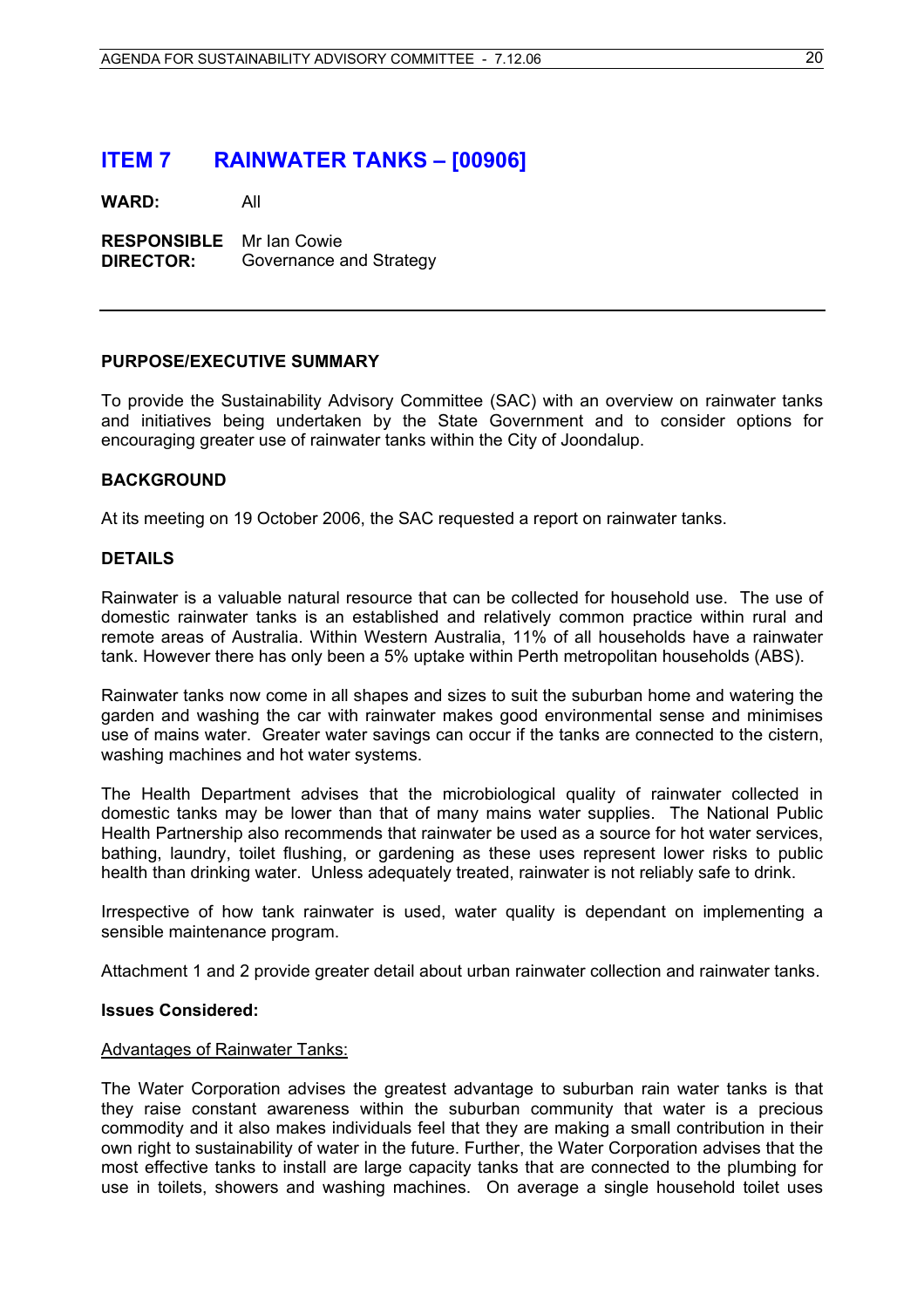# ITEM 7 RAINWATER TANKS – [00906]

**WARD:** All

**RESPONSIBLE DIRECTOR:** Mr Ian Cowie
Governance and Strategy

---

**PURPOSE/EXECUTIVE SUMMARY**

To provide the Sustainability Advisory Committee (SAC) with an overview on rainwater tanks and initiatives being undertaken by the State Government and to consider options for encouraging greater use of rainwater tanks within the City of Joondalup.

**BACKGROUND**

At its meeting on 19 October 2006, the SAC requested a report on rainwater tanks.

**DETAILS**

Rainwater is a valuable natural resource that can be collected for household use. The use of domestic rainwater tanks is an established and relatively common practice within rural and remote areas of Australia. Within Western Australia, 11% of all households have a rainwater tank. However there has only been a 5% uptake within Perth metropolitan households (ABS).

Rainwater tanks now come in all shapes and sizes to suit the suburban home and watering the garden and washing the car with rainwater makes good environmental sense and minimises use of mains water. Greater water savings can occur if the tanks are connected to the cistern, washing machines and hot water systems.

The Health Department advises that the microbiological quality of rainwater collected in domestic tanks may be lower than that of many mains water supplies. The National Public Health Partnership also recommends that rainwater be used as a source for hot water services, bathing, laundry, toilet flushing, or gardening as these uses represent lower risks to public health than drinking water. Unless adequately treated, rainwater is not reliably safe to drink.

Irrespective of how tank rainwater is used, water quality is dependant on implementing a sensible maintenance program.

Attachment 1 and 2 provide greater detail about urban rainwater collection and rainwater tanks.

**Issues Considered:**

Advantages of Rainwater Tanks:

The Water Corporation advises the greatest advantage to suburban rain water tanks is that they raise constant awareness within the suburban community that water is a precious commodity and it also makes individuals feel that they are making a small contribution in their own right to sustainability of water in the future. Further, the Water Corporation advises that the most effective tanks to install are large capacity tanks that are connected to the plumbing for use in toilets, showers and washing machines. On average a single household toilet uses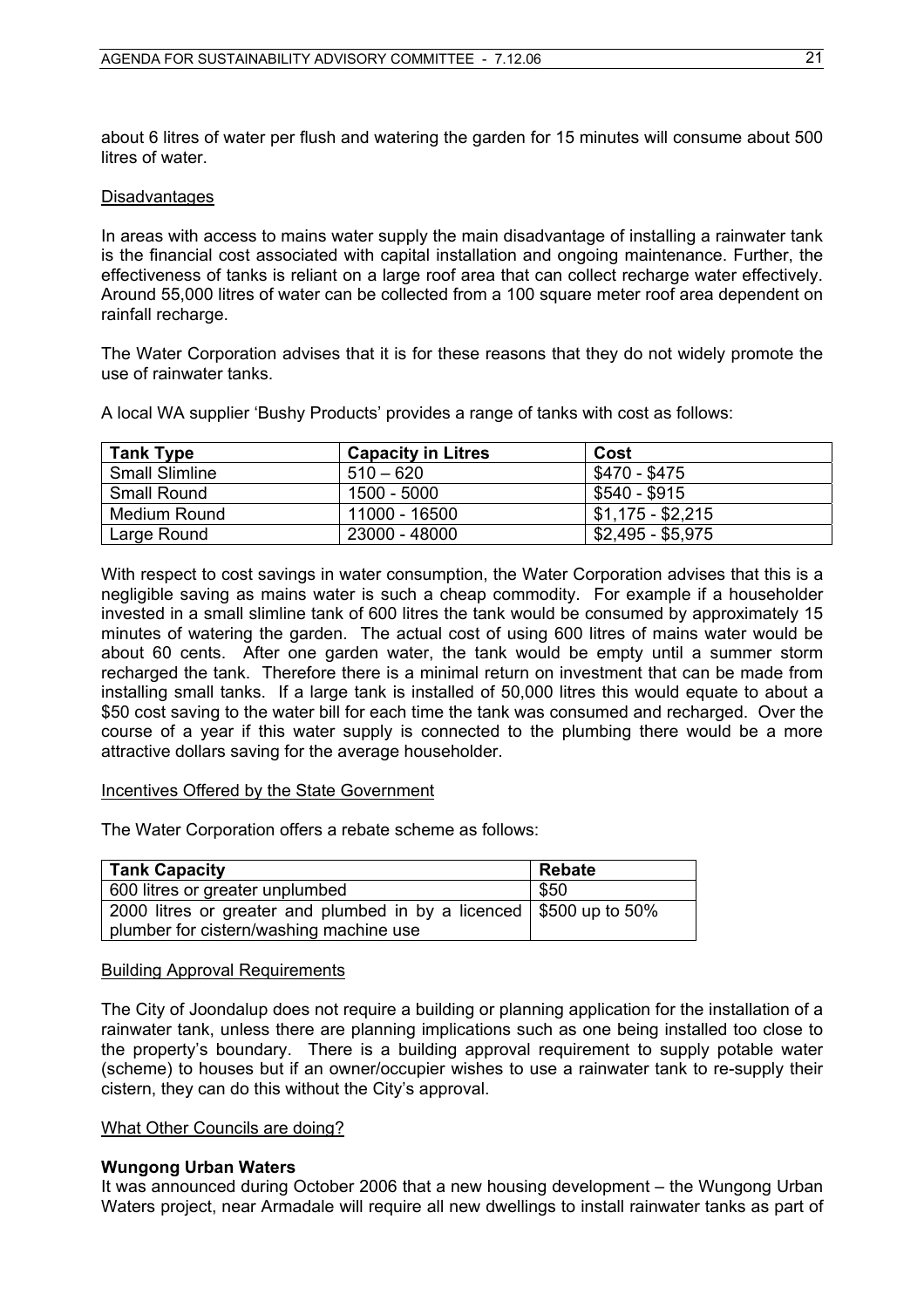about 6 litres of water per flush and watering the garden for 15 minutes will consume about 500 litres of water.

Disadvantages

In areas with access to mains water supply the main disadvantage of installing a rainwater tank is the financial cost associated with capital installation and ongoing maintenance. Further, the effectiveness of tanks is reliant on a large roof area that can collect recharge water effectively. Around 55,000 litres of water can be collected from a 100 square meter roof area dependent on rainfall recharge.

The Water Corporation advises that it is for these reasons that they do not widely promote the use of rainwater tanks.

A local WA supplier 'Bushy Products' provides a range of tanks with cost as follows:

| Tank Type | Capacity in Litres | Cost |
|---|---|---|
| Small Slimline | 510 – 620 | $470 - $475 |
| Small Round | 1500 - 5000 | $540 - $915 |
| Medium Round | 11000 - 16500 | $1,175 - $2,215 |
| Large Round | 23000 - 48000 | $2,495 - $5,975 |

With respect to cost savings in water consumption, the Water Corporation advises that this is a negligible saving as mains water is such a cheap commodity. For example if a householder invested in a small slimline tank of 600 litres the tank would be consumed by approximately 15 minutes of watering the garden. The actual cost of using 600 litres of mains water would be about 60 cents. After one garden water, the tank would be empty until a summer storm recharged the tank. Therefore there is a minimal return on investment that can be made from installing small tanks. If a large tank is installed of 50,000 litres this would equate to about a $50 cost saving to the water bill for each time the tank was consumed and recharged. Over the course of a year if this water supply is connected to the plumbing there would be a more attractive dollars saving for the average householder.

Incentives Offered by the State Government

The Water Corporation offers a rebate scheme as follows:

| Tank Capacity | Rebate |
|---|---|
| 600 litres or greater unplumbed | $50 |
| 2000 litres or greater and plumbed in by a licenced plumber for cistern/washing machine use | $500 up to 50% |

Building Approval Requirements

The City of Joondalup does not require a building or planning application for the installation of a rainwater tank, unless there are planning implications such as one being installed too close to the property's boundary. There is a building approval requirement to supply potable water (scheme) to houses but if an owner/occupier wishes to use a rainwater tank to re-supply their cistern, they can do this without the City's approval.

What Other Councils are doing?

**Wungong Urban Waters**
It was announced during October 2006 that a new housing development – the Wungong Urban Waters project, near Armadale will require all new dwellings to install rainwater tanks as part of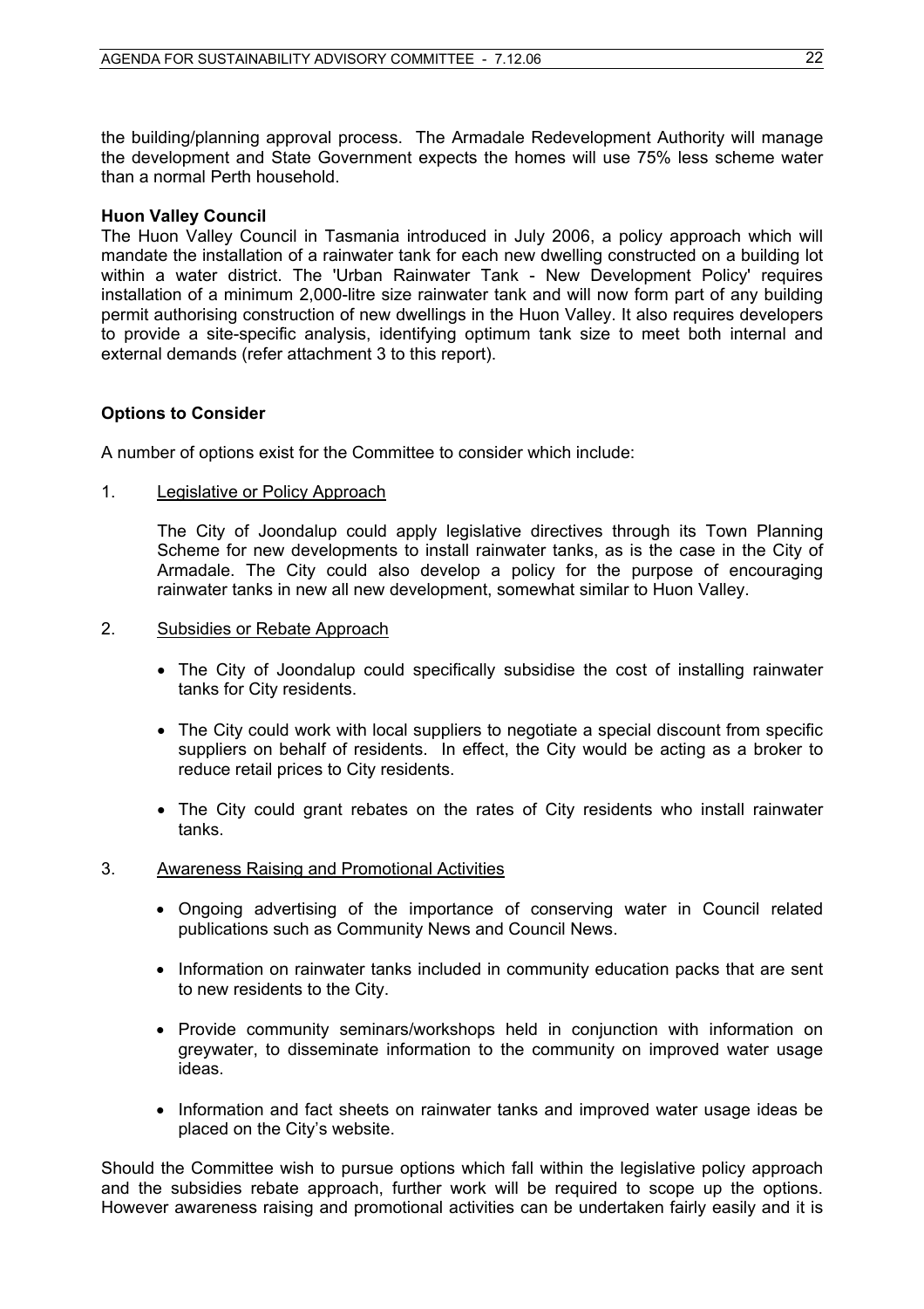the building/planning approval process. The Armadale Redevelopment Authority will manage the development and State Government expects the homes will use 75% less scheme water than a normal Perth household.

**Huon Valley Council**

The Huon Valley Council in Tasmania introduced in July 2006, a policy approach which will mandate the installation of a rainwater tank for each new dwelling constructed on a building lot within a water district. The 'Urban Rainwater Tank - New Development Policy' requires installation of a minimum 2,000-litre size rainwater tank and will now form part of any building permit authorising construction of new dwellings in the Huon Valley. It also requires developers to provide a site-specific analysis, identifying optimum tank size to meet both internal and external demands (refer attachment 3 to this report).

**Options to Consider**

A number of options exist for the Committee to consider which include:

1. Legislative or Policy Approach

   The City of Joondalup could apply legislative directives through its Town Planning Scheme for new developments to install rainwater tanks, as is the case in the City of Armadale. The City could also develop a policy for the purpose of encouraging rainwater tanks in new all new development, somewhat similar to Huon Valley.

2. Subsidies or Rebate Approach

   - The City of Joondalup could specifically subsidise the cost of installing rainwater tanks for City residents.
   - The City could work with local suppliers to negotiate a special discount from specific suppliers on behalf of residents. In effect, the City would be acting as a broker to reduce retail prices to City residents.
   - The City could grant rebates on the rates of City residents who install rainwater tanks.

3. Awareness Raising and Promotional Activities

   - Ongoing advertising of the importance of conserving water in Council related publications such as Community News and Council News.
   - Information on rainwater tanks included in community education packs that are sent to new residents to the City.
   - Provide community seminars/workshops held in conjunction with information on greywater, to disseminate information to the community on improved water usage ideas.
   - Information and fact sheets on rainwater tanks and improved water usage ideas be placed on the City's website.

Should the Committee wish to pursue options which fall within the legislative policy approach and the subsidies rebate approach, further work will be required to scope up the options. However awareness raising and promotional activities can be undertaken fairly easily and it is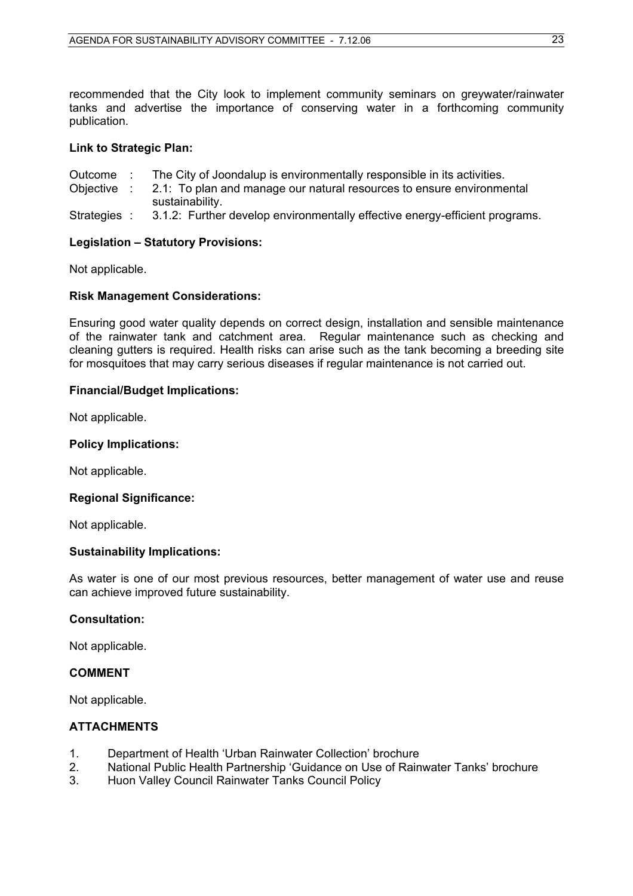recommended that the City look to implement community seminars on greywater/rainwater tanks and advertise the importance of conserving water in a forthcoming community publication.

**Link to Strategic Plan:**

Outcome : The City of Joondalup is environmentally responsible in its activities.
Objective : 2.1: To plan and manage our natural resources to ensure environmental sustainability.
Strategies : 3.1.2: Further develop environmentally effective energy-efficient programs.

**Legislation – Statutory Provisions:**

Not applicable.

**Risk Management Considerations:**

Ensuring good water quality depends on correct design, installation and sensible maintenance of the rainwater tank and catchment area. Regular maintenance such as checking and cleaning gutters is required. Health risks can arise such as the tank becoming a breeding site for mosquitoes that may carry serious diseases if regular maintenance is not carried out.

**Financial/Budget Implications:**

Not applicable.

**Policy Implications:**

Not applicable.

**Regional Significance:**

Not applicable.

**Sustainability Implications:**

As water is one of our most previous resources, better management of water use and reuse can achieve improved future sustainability.

**Consultation:**

Not applicable.

**COMMENT**

Not applicable.

**ATTACHMENTS**

1. Department of Health 'Urban Rainwater Collection' brochure
2. National Public Health Partnership 'Guidance on Use of Rainwater Tanks' brochure
3. Huon Valley Council Rainwater Tanks Council Policy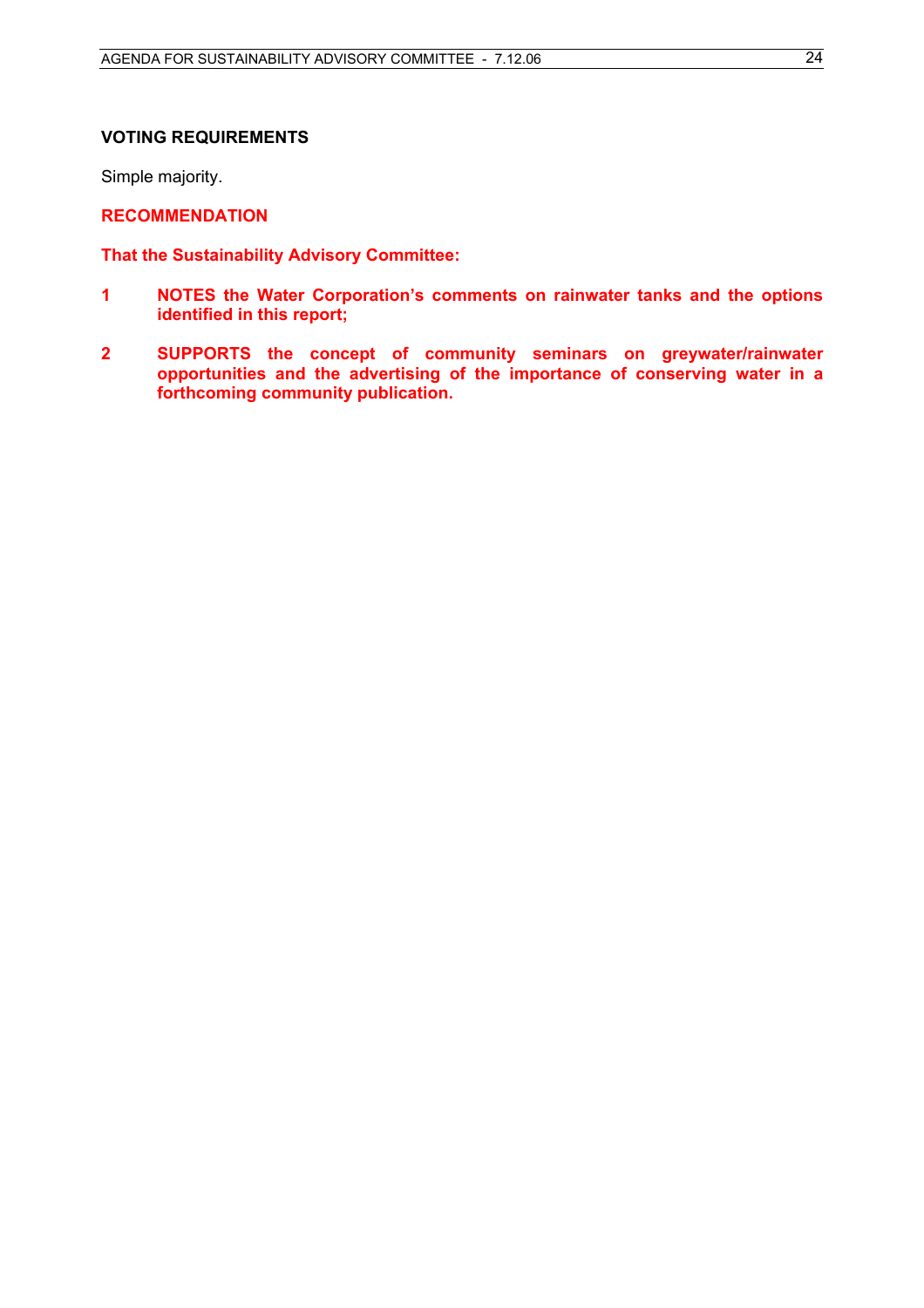**VOTING REQUIREMENTS**

Simple majority.

**RECOMMENDATION**

**That the Sustainability Advisory Committee:**

1. **NOTES the Water Corporation's comments on rainwater tanks and the options identified in this report;**

2. **SUPPORTS the concept of community seminars on greywater/rainwater opportunities and the advertising of the importance of conserving water in a forthcoming community publication.**